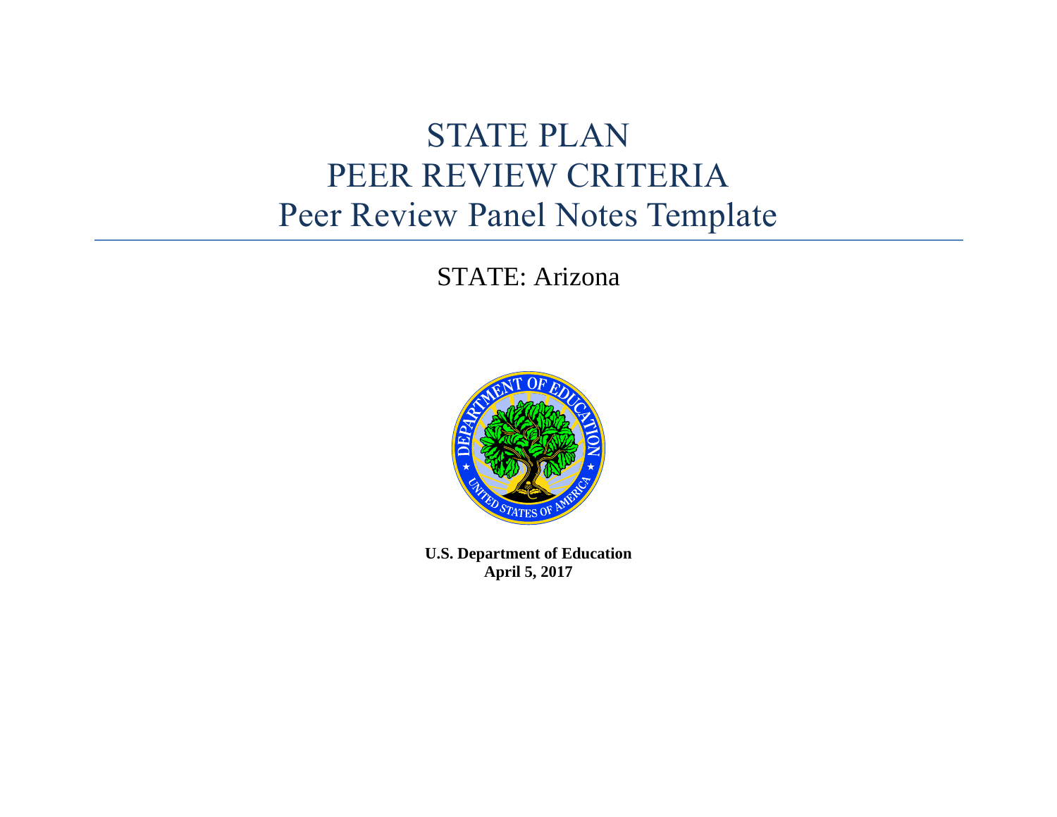# STATE PLAN
# PEER REVIEW CRITERIA
# Peer Review Panel Notes Template

STATE: Arizona

**U.S. Department of Education**
**April 5, 2017**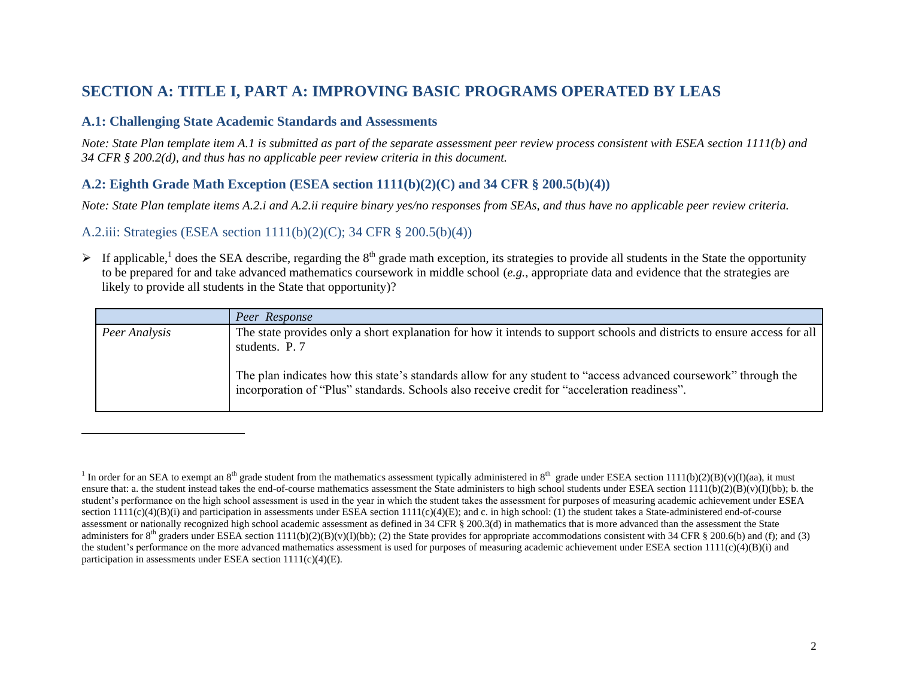# SECTION A: TITLE I, PART A: IMPROVING BASIC PROGRAMS OPERATED BY LEAS

## A.1: Challenging State Academic Standards and Assessments

*Note: State Plan template item A.1 is submitted as part of the separate assessment peer review process consistent with ESEA section 1111(b) and 34 CFR § 200.2(d), and thus has no applicable peer review criteria in this document.*

## A.2: Eighth Grade Math Exception (ESEA section 1111(b)(2)(C) and 34 CFR § 200.5(b)(4))

*Note: State Plan template items A.2.i and A.2.ii require binary yes/no responses from SEAs, and thus have no applicable peer review criteria.*

### A.2.iii: Strategies (ESEA section 1111(b)(2)(C); 34 CFR § 200.5(b)(4))

- If applicable,[1] does the SEA describe, regarding the 8th grade math exception, its strategies to provide all students in the State the opportunity to be prepared for and take advanced mathematics coursework in middle school (*e.g.*, appropriate data and evidence that the strategies are likely to provide all students in the State that opportunity)?

| | *Peer Response* |
|---|---|
| *Peer Analysis* | The state provides only a short explanation for how it intends to support schools and districts to ensure access for all students. P. 7<br><br>The plan indicates how this state's standards allow for any student to "access advanced coursework" through the incorporation of "Plus" standards. Schools also receive credit for "acceleration readiness". |

[1] In order for an SEA to exempt an 8th grade student from the mathematics assessment typically administered in 8th grade under ESEA section 1111(b)(2)(B)(v)(I)(aa), it must ensure that: a. the student instead takes the end-of-course mathematics assessment the State administers to high school students under ESEA section 1111(b)(2)(B)(v)(I)(bb); b. the student's performance on the high school assessment is used in the year in which the student takes the assessment for purposes of measuring academic achievement under ESEA section 1111(c)(4)(B)(i) and participation in assessments under ESEA section 1111(c)(4)(E); and c. in high school: (1) the student takes a State-administered end-of-course assessment or nationally recognized high school academic assessment as defined in 34 CFR § 200.3(d) in mathematics that is more advanced than the assessment the State administers for 8th graders under ESEA section 1111(b)(2)(B)(v)(I)(bb); (2) the State provides for appropriate accommodations consistent with 34 CFR § 200.6(b) and (f); and (3) the student's performance on the more advanced mathematics assessment is used for purposes of measuring academic achievement under ESEA section 1111(c)(4)(B)(i) and participation in assessments under ESEA section 1111(c)(4)(E).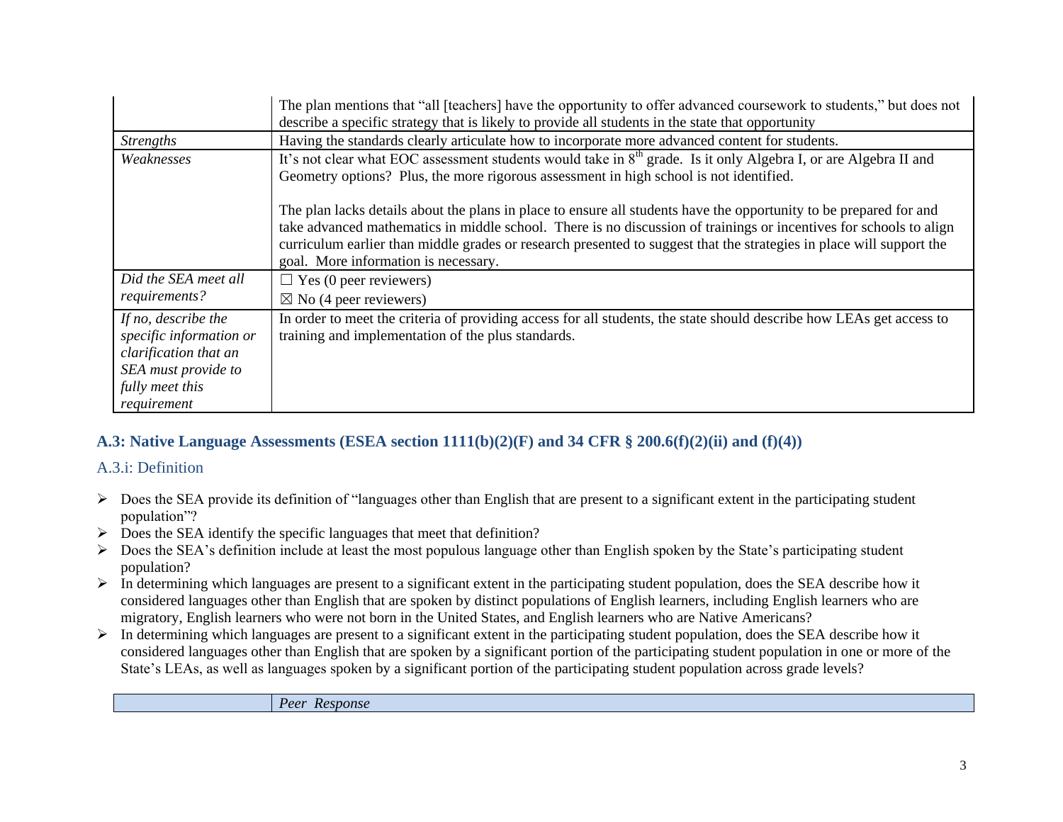| | |
|---|---|
| | The plan mentions that "all [teachers] have the opportunity to offer advanced coursework to students," but does not describe a specific strategy that is likely to provide all students in the state that opportunity |
| *Strengths* | Having the standards clearly articulate how to incorporate more advanced content for students. |
| *Weaknesses* | It's not clear what EOC assessment students would take in 8th grade. Is it only Algebra I, or are Algebra II and Geometry options? Plus, the more rigorous assessment in high school is not identified.<br><br>The plan lacks details about the plans in place to ensure all students have the opportunity to be prepared for and take advanced mathematics in middle school. There is no discussion of trainings or incentives for schools to align curriculum earlier than middle grades or research presented to suggest that the strategies in place will support the goal. More information is necessary. |
| *Did the SEA meet all requirements?* | ☐ Yes (0 peer reviewers)<br>☒ No (4 peer reviewers) |
| *If no, describe the specific information or clarification that an SEA must provide to fully meet this requirement* | In order to meet the criteria of providing access for all students, the state should describe how LEAs get access to training and implementation of the plus standards. |

## A.3: Native Language Assessments (ESEA section 1111(b)(2)(F) and 34 CFR § 200.6(f)(2)(ii) and (f)(4))

### A.3.i: Definition

- Does the SEA provide its definition of "languages other than English that are present to a significant extent in the participating student population"?
- Does the SEA identify the specific languages that meet that definition?
- Does the SEA's definition include at least the most populous language other than English spoken by the State's participating student population?
- In determining which languages are present to a significant extent in the participating student population, does the SEA describe how it considered languages other than English that are spoken by distinct populations of English learners, including English learners who are migratory, English learners who were not born in the United States, and English learners who are Native Americans?
- In determining which languages are present to a significant extent in the participating student population, does the SEA describe how it considered languages other than English that are spoken by a significant portion of the participating student population in one or more of the State's LEAs, as well as languages spoken by a significant portion of the participating student population across grade levels?

| | *Peer Response* |
|---|---|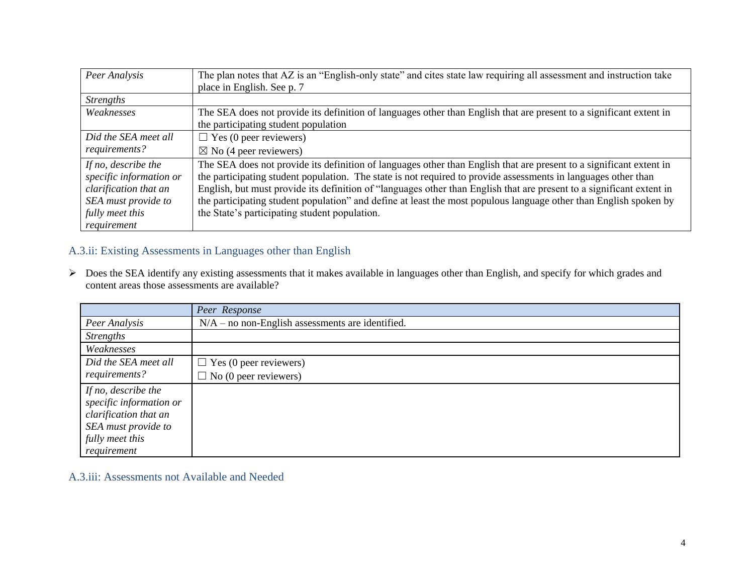| | |
|---|---|
| *Peer Analysis* | The plan notes that AZ is an "English-only state" and cites state law requiring all assessment and instruction take place in English. See p. 7 |
| *Strengths* | |
| *Weaknesses* | The SEA does not provide its definition of languages other than English that are present to a significant extent in the participating student population |
| *Did the SEA meet all requirements?* | ☐ Yes (0 peer reviewers)<br>☒ No (4 peer reviewers) |
| *If no, describe the specific information or clarification that an SEA must provide to fully meet this requirement* | The SEA does not provide its definition of languages other than English that are present to a significant extent in the participating student population. The state is not required to provide assessments in languages other than English, but must provide its definition of "languages other than English that are present to a significant extent in the participating student population" and define at least the most populous language other than English spoken by the State's participating student population. |

## A.3.ii: Existing Assessments in Languages other than English

- Does the SEA identify any existing assessments that it makes available in languages other than English, and specify for which grades and content areas those assessments are available?

| | *Peer Response* |
|---|---|
| *Peer Analysis* | N/A – no non-English assessments are identified. |
| *Strengths* | |
| *Weaknesses* | |
| *Did the SEA meet all requirements?* | ☐ Yes (0 peer reviewers)<br>☐ No (0 peer reviewers) |
| *If no, describe the specific information or clarification that an SEA must provide to fully meet this requirement* | |

## A.3.iii: Assessments not Available and Needed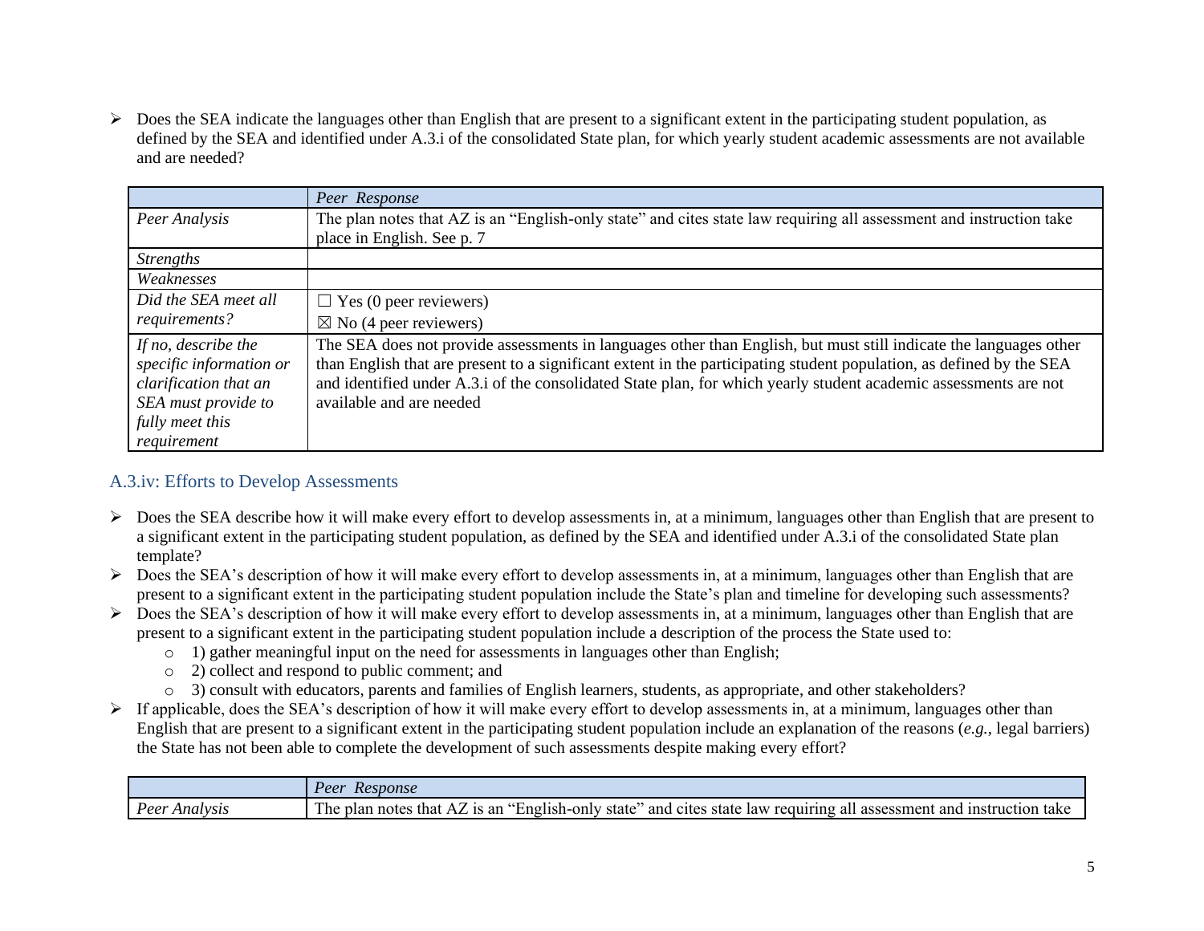- Does the SEA indicate the languages other than English that are present to a significant extent in the participating student population, as defined by the SEA and identified under A.3.i of the consolidated State plan, for which yearly student academic assessments are not available and are needed?

| | *Peer Response* |
|---|---|
| *Peer Analysis* | The plan notes that AZ is an "English-only state" and cites state law requiring all assessment and instruction take place in English. See p. 7 |
| *Strengths* | |
| *Weaknesses* | |
| *Did the SEA meet all requirements?* | ☐ Yes (0 peer reviewers)<br>☒ No (4 peer reviewers) |
| *If no, describe the specific information or clarification that an SEA must provide to fully meet this requirement* | The SEA does not provide assessments in languages other than English, but must still indicate the languages other than English that are present to a significant extent in the participating student population, as defined by the SEA and identified under A.3.i of the consolidated State plan, for which yearly student academic assessments are not available and are needed |

## A.3.iv: Efforts to Develop Assessments

- Does the SEA describe how it will make every effort to develop assessments in, at a minimum, languages other than English that are present to a significant extent in the participating student population, as defined by the SEA and identified under A.3.i of the consolidated State plan template?
- Does the SEA's description of how it will make every effort to develop assessments in, at a minimum, languages other than English that are present to a significant extent in the participating student population include the State's plan and timeline for developing such assessments?
- Does the SEA's description of how it will make every effort to develop assessments in, at a minimum, languages other than English that are present to a significant extent in the participating student population include a description of the process the State used to:
  - 1) gather meaningful input on the need for assessments in languages other than English;
  - 2) collect and respond to public comment; and
  - 3) consult with educators, parents and families of English learners, students, as appropriate, and other stakeholders?
- If applicable, does the SEA's description of how it will make every effort to develop assessments in, at a minimum, languages other than English that are present to a significant extent in the participating student population include an explanation of the reasons (*e.g.*, legal barriers) the State has not been able to complete the development of such assessments despite making every effort?

| | *Peer Response* |
|---|---|
| *Peer Analysis* | The plan notes that AZ is an "English-only state" and cites state law requiring all assessment and instruction take |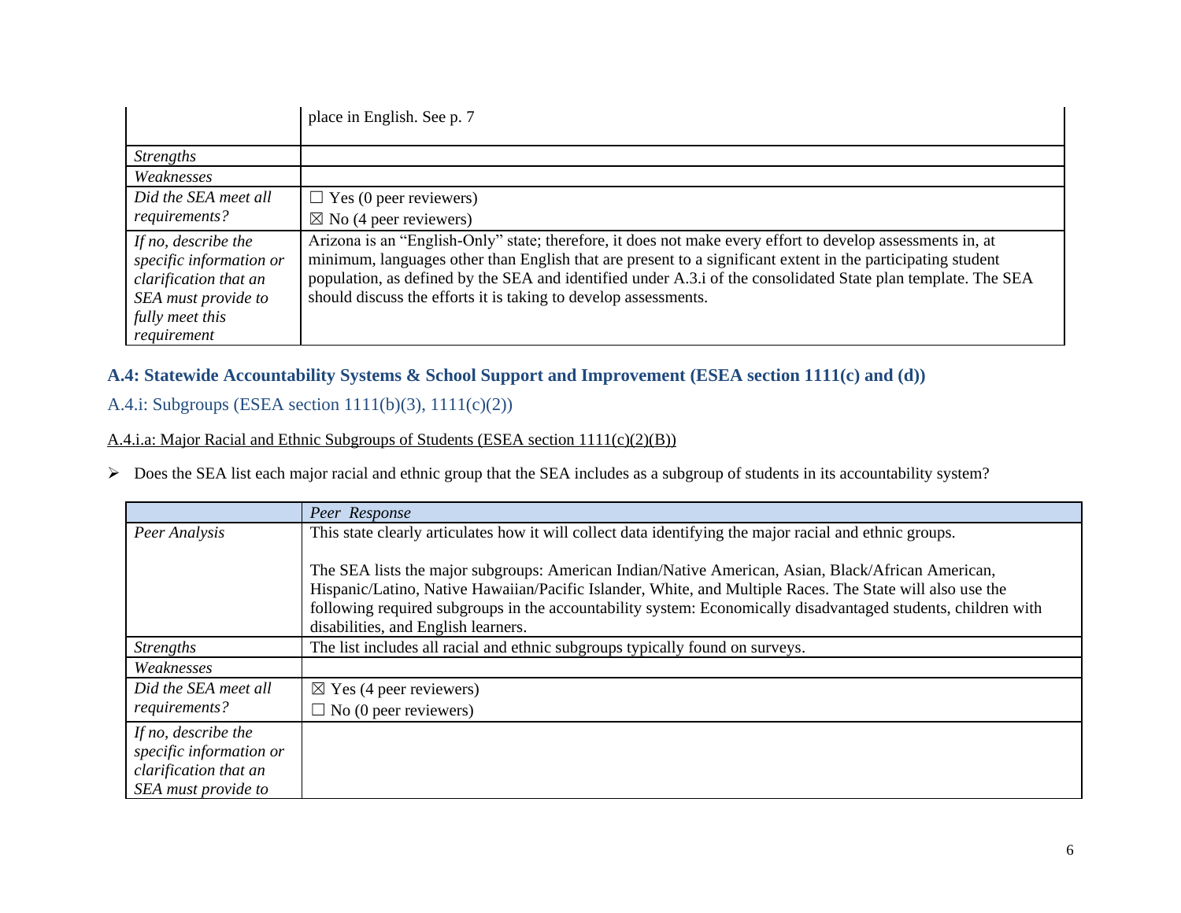| | |
|---|---|
| | place in English. See p. 7 |
| *Strengths* | |
| *Weaknesses* | |
| *Did the SEA meet all requirements?* | ☐ Yes (0 peer reviewers)<br>☒ No (4 peer reviewers) |
| *If no, describe the specific information or clarification that an SEA must provide to fully meet this requirement* | Arizona is an "English-Only" state; therefore, it does not make every effort to develop assessments in, at minimum, languages other than English that are present to a significant extent in the participating student population, as defined by the SEA and identified under A.3.i of the consolidated State plan template. The SEA should discuss the efforts it is taking to develop assessments. |

## A.4: Statewide Accountability Systems & School Support and Improvement (ESEA section 1111(c) and (d))

### A.4.i: Subgroups (ESEA section 1111(b)(3), 1111(c)(2))

A.4.i.a: Major Racial and Ethnic Subgroups of Students (ESEA section 1111(c)(2)(B))

- Does the SEA list each major racial and ethnic group that the SEA includes as a subgroup of students in its accountability system?

| | *Peer Response* |
|---|---|
| *Peer Analysis* | This state clearly articulates how it will collect data identifying the major racial and ethnic groups.<br><br>The SEA lists the major subgroups: American Indian/Native American, Asian, Black/African American, Hispanic/Latino, Native Hawaiian/Pacific Islander, White, and Multiple Races. The State will also use the following required subgroups in the accountability system: Economically disadvantaged students, children with disabilities, and English learners. |
| *Strengths* | The list includes all racial and ethnic subgroups typically found on surveys. |
| *Weaknesses* | |
| *Did the SEA meet all requirements?* | ☒ Yes (4 peer reviewers)<br>☐ No (0 peer reviewers) |
| *If no, describe the specific information or clarification that an SEA must provide to* | |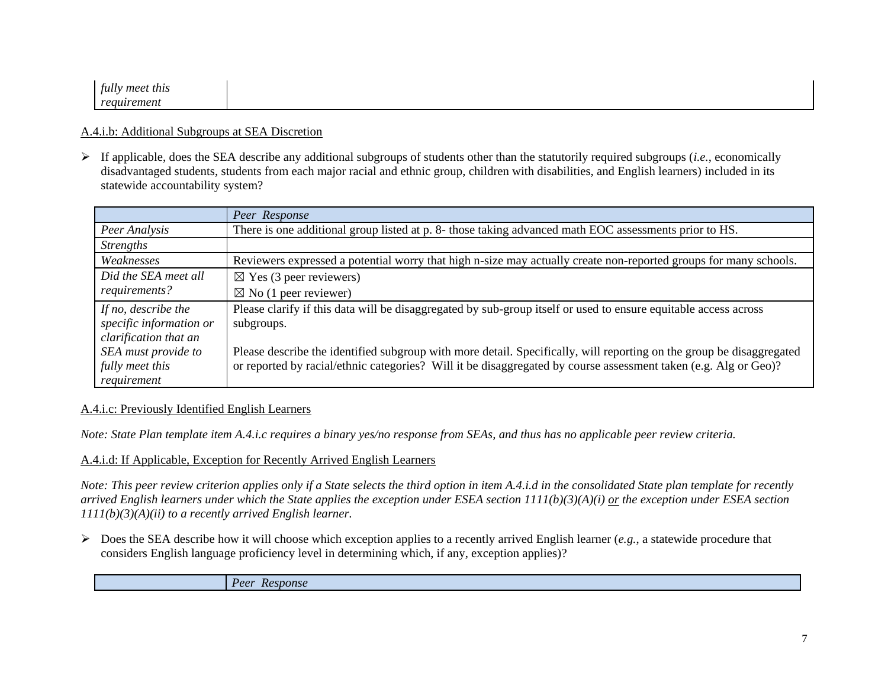| | |
|---|---|
| *fully meet this requirement* | |

A.4.i.b: Additional Subgroups at SEA Discretion

- If applicable, does the SEA describe any additional subgroups of students other than the statutorily required subgroups (*i.e.*, economically disadvantaged students, students from each major racial and ethnic group, children with disabilities, and English learners) included in its statewide accountability system?

| | *Peer Response* |
|---|---|
| *Peer Analysis* | There is one additional group listed at p. 8- those taking advanced math EOC assessments prior to HS. |
| *Strengths* | |
| *Weaknesses* | Reviewers expressed a potential worry that high n-size may actually create non-reported groups for many schools. |
| *Did the SEA meet all requirements?* | ☒ Yes (3 peer reviewers)<br>☒ No (1 peer reviewer) |
| *If no, describe the specific information or clarification that an SEA must provide to fully meet this requirement* | Please clarify if this data will be disaggregated by sub-group itself or used to ensure equitable access across subgroups.<br><br>Please describe the identified subgroup with more detail. Specifically, will reporting on the group be disaggregated or reported by racial/ethnic categories? Will it be disaggregated by course assessment taken (e.g. Alg or Geo)? |

A.4.i.c: Previously Identified English Learners

*Note: State Plan template item A.4.i.c requires a binary yes/no response from SEAs, and thus has no applicable peer review criteria.*

A.4.i.d: If Applicable, Exception for Recently Arrived English Learners

*Note: This peer review criterion applies only if a State selects the third option in item A.4.i.d in the consolidated State plan template for recently arrived English learners under which the State applies the exception under ESEA section 1111(b)(3)(A)(i) or the exception under ESEA section 1111(b)(3)(A)(ii) to a recently arrived English learner.*

- Does the SEA describe how it will choose which exception applies to a recently arrived English learner (*e.g.*, a statewide procedure that considers English language proficiency level in determining which, if any, exception applies)?

| | *Peer Response* |
|---|---|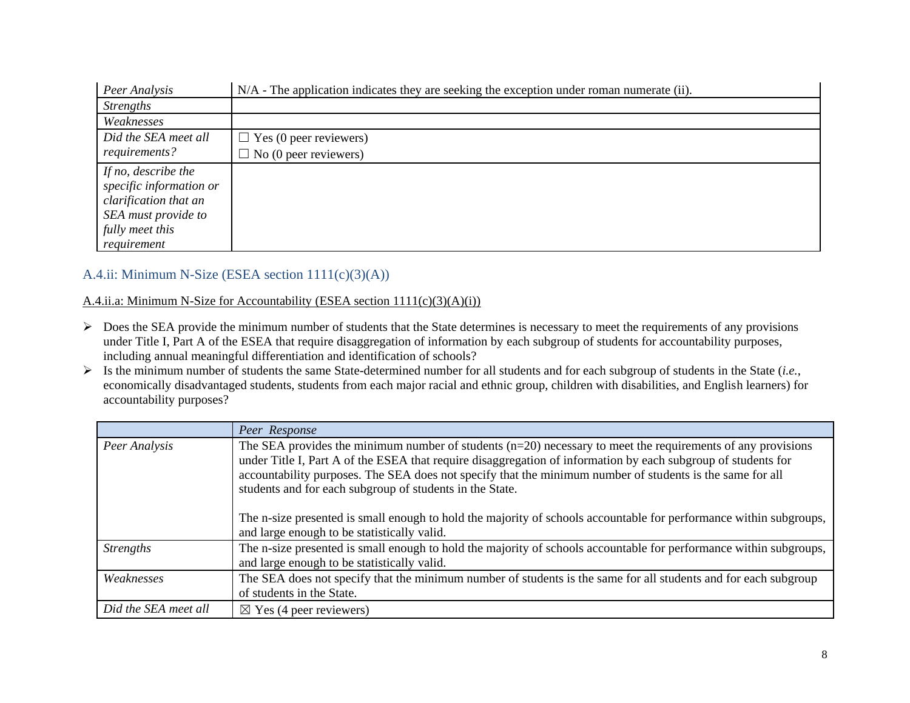| | |
|---|---|
| *Peer Analysis* | N/A - The application indicates they are seeking the exception under roman numerate (ii). |
| *Strengths* | |
| *Weaknesses* | |
| *Did the SEA meet all requirements?* | ☐ Yes (0 peer reviewers)<br>☐ No (0 peer reviewers) |
| *If no, describe the specific information or clarification that an SEA must provide to fully meet this requirement* | |

## A.4.ii: Minimum N-Size (ESEA section 1111(c)(3)(A))

A.4.ii.a: Minimum N-Size for Accountability (ESEA section 1111(c)(3)(A)(i))

- Does the SEA provide the minimum number of students that the State determines is necessary to meet the requirements of any provisions under Title I, Part A of the ESEA that require disaggregation of information by each subgroup of students for accountability purposes, including annual meaningful differentiation and identification of schools?
- Is the minimum number of students the same State-determined number for all students and for each subgroup of students in the State (*i.e.*, economically disadvantaged students, students from each major racial and ethnic group, children with disabilities, and English learners) for accountability purposes?

| | *Peer Response* |
|---|---|
| *Peer Analysis* | The SEA provides the minimum number of students (n=20) necessary to meet the requirements of any provisions under Title I, Part A of the ESEA that require disaggregation of information by each subgroup of students for accountability purposes. The SEA does not specify that the minimum number of students is the same for all students and for each subgroup of students in the State.<br><br>The n-size presented is small enough to hold the majority of schools accountable for performance within subgroups, and large enough to be statistically valid. |
| *Strengths* | The n-size presented is small enough to hold the majority of schools accountable for performance within subgroups, and large enough to be statistically valid. |
| *Weaknesses* | The SEA does not specify that the minimum number of students is the same for all students and for each subgroup of students in the State. |
| *Did the SEA meet all* | ☒ Yes (4 peer reviewers) |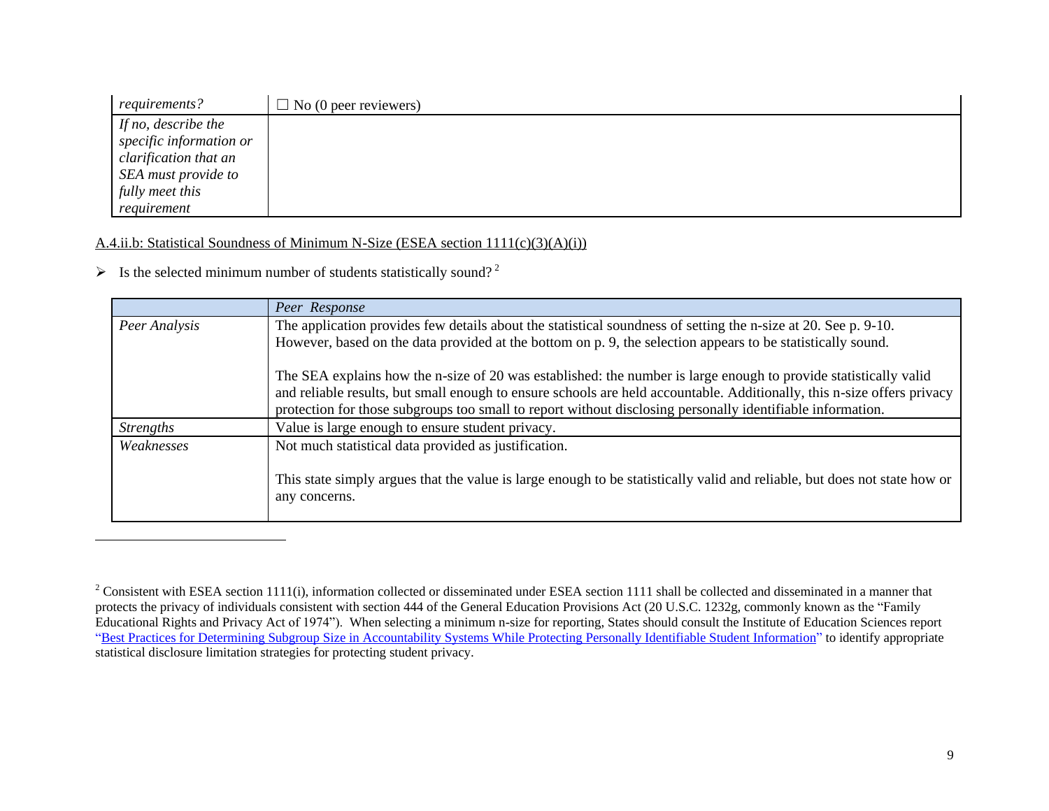| *requirements?* | ☐ No (0 peer reviewers) |
|---|---|
| *If no, describe the specific information or clarification that an SEA must provide to fully meet this requirement* | |

A.4.ii.b: Statistical Soundness of Minimum N-Size (ESEA section 1111(c)(3)(A)(i))

- Is the selected minimum number of students statistically sound?[2]

| | *Peer Response* |
|---|---|
| *Peer Analysis* | The application provides few details about the statistical soundness of setting the n-size at 20. See p. 9-10. However, based on the data provided at the bottom on p. 9, the selection appears to be statistically sound.<br><br>The SEA explains how the n-size of 20 was established: the number is large enough to provide statistically valid and reliable results, but small enough to ensure schools are held accountable. Additionally, this n-size offers privacy protection for those subgroups too small to report without disclosing personally identifiable information. |
| *Strengths* | Value is large enough to ensure student privacy. |
| *Weaknesses* | Not much statistical data provided as justification.<br><br>This state simply argues that the value is large enough to be statistically valid and reliable, but does not state how or any concerns. |

[2] Consistent with ESEA section 1111(i), information collected or disseminated under ESEA section 1111 shall be collected and disseminated in a manner that protects the privacy of individuals consistent with section 444 of the General Education Provisions Act (20 U.S.C. 1232g, commonly known as the "Family Educational Rights and Privacy Act of 1974"). When selecting a minimum n-size for reporting, States should consult the Institute of Education Sciences report "Best Practices for Determining Subgroup Size in Accountability Systems While Protecting Personally Identifiable Student Information" to identify appropriate statistical disclosure limitation strategies for protecting student privacy.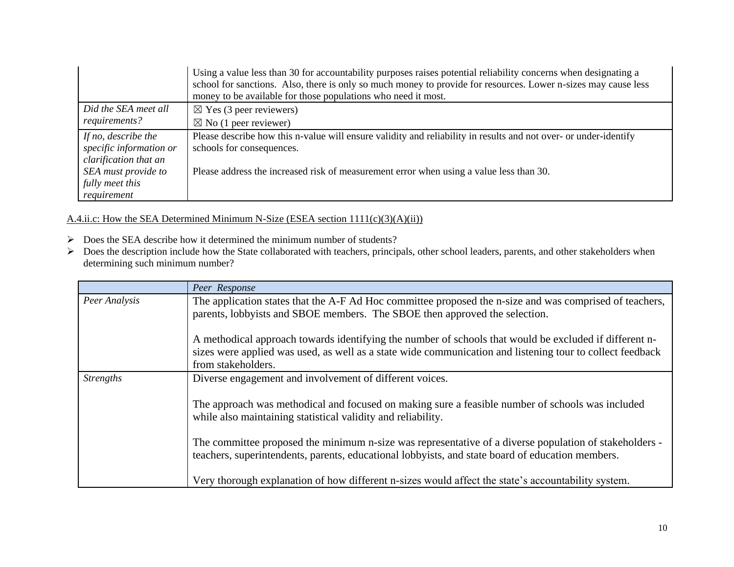| | |
|---|---|
| | Using a value less than 30 for accountability purposes raises potential reliability concerns when designating a school for sanctions. Also, there is only so much money to provide for resources. Lower n-sizes may cause less money to be available for those populations who need it most. |
| *Did the SEA meet all requirements?* | ☒ Yes (3 peer reviewers)<br>☒ No (1 peer reviewer) |
| *If no, describe the specific information or clarification that an SEA must provide to fully meet this requirement* | Please describe how this n-value will ensure validity and reliability in results and not over- or under-identify schools for consequences.<br><br>Please address the increased risk of measurement error when using a value less than 30. |

A.4.ii.c: How the SEA Determined Minimum N-Size (ESEA section 1111(c)(3)(A)(ii))

- Does the SEA describe how it determined the minimum number of students?
- Does the description include how the State collaborated with teachers, principals, other school leaders, parents, and other stakeholders when determining such minimum number?

| | *Peer Response* |
|---|---|
| *Peer Analysis* | The application states that the A-F Ad Hoc committee proposed the n-size and was comprised of teachers, parents, lobbyists and SBOE members. The SBOE then approved the selection.<br><br>A methodical approach towards identifying the number of schools that would be excluded if different n-sizes were applied was used, as well as a state wide communication and listening tour to collect feedback from stakeholders. |
| *Strengths* | Diverse engagement and involvement of different voices.<br><br>The approach was methodical and focused on making sure a feasible number of schools was included while also maintaining statistical validity and reliability.<br><br>The committee proposed the minimum n-size was representative of a diverse population of stakeholders - teachers, superintendents, parents, educational lobbyists, and state board of education members.<br><br>Very thorough explanation of how different n-sizes would affect the state's accountability system. |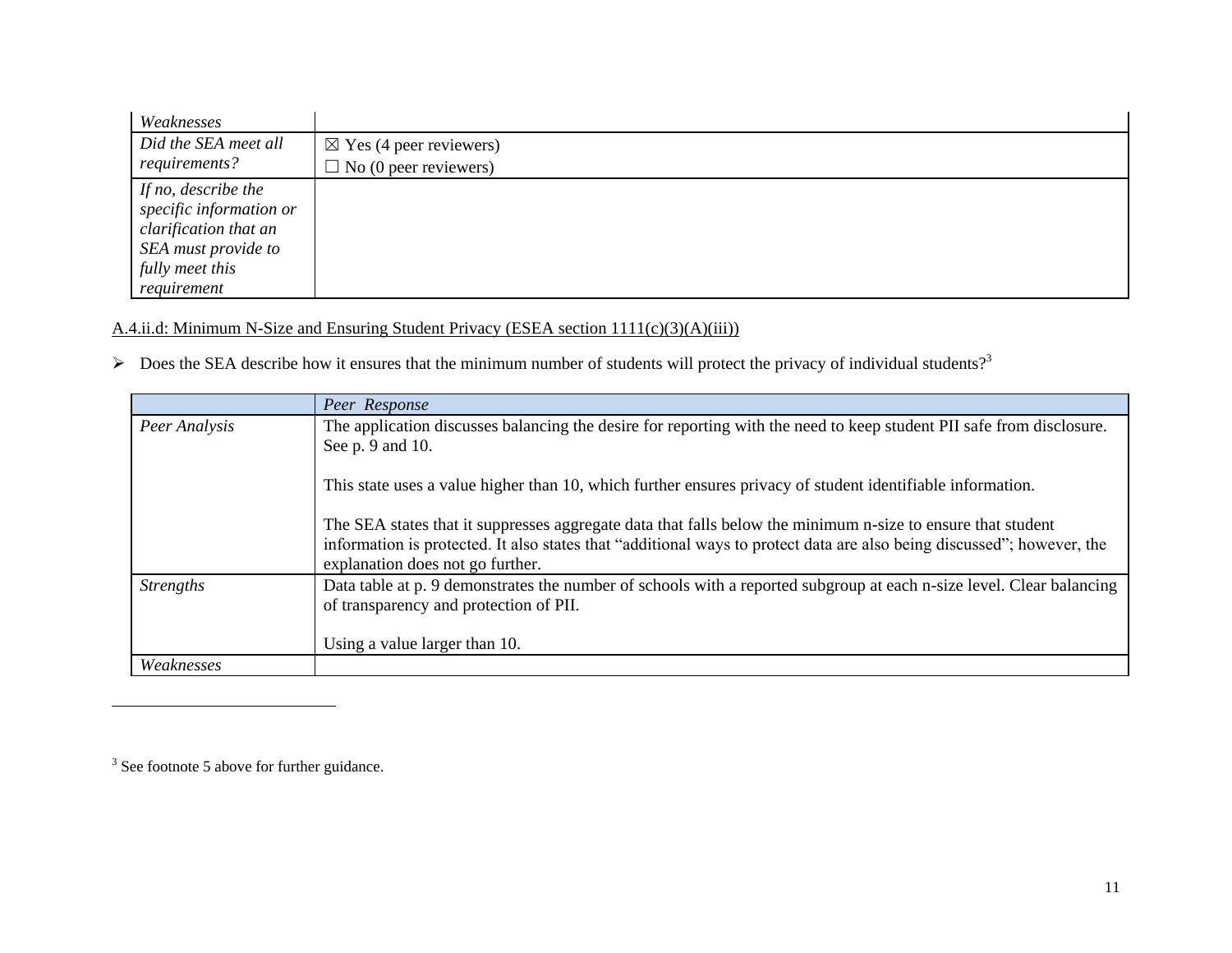| *Weaknesses* | |
|---|---|
| *Did the SEA meet all requirements?* | ☒ Yes (4 peer reviewers)<br>☐ No (0 peer reviewers) |
| *If no, describe the specific information or clarification that an SEA must provide to fully meet this requirement* | |

A.4.ii.d: Minimum N-Size and Ensuring Student Privacy (ESEA section 1111(c)(3)(A)(iii))

- Does the SEA describe how it ensures that the minimum number of students will protect the privacy of individual students?[3]

| | *Peer Response* |
|---|---|
| *Peer Analysis* | The application discusses balancing the desire for reporting with the need to keep student PII safe from disclosure. See p. 9 and 10.<br><br>This state uses a value higher than 10, which further ensures privacy of student identifiable information.<br><br>The SEA states that it suppresses aggregate data that falls below the minimum n-size to ensure that student information is protected. It also states that "additional ways to protect data are also being discussed"; however, the explanation does not go further. |
| *Strengths* | Data table at p. 9 demonstrates the number of schools with a reported subgroup at each n-size level. Clear balancing of transparency and protection of PII.<br><br>Using a value larger than 10. |
| *Weaknesses* | |

[3] See footnote 5 above for further guidance.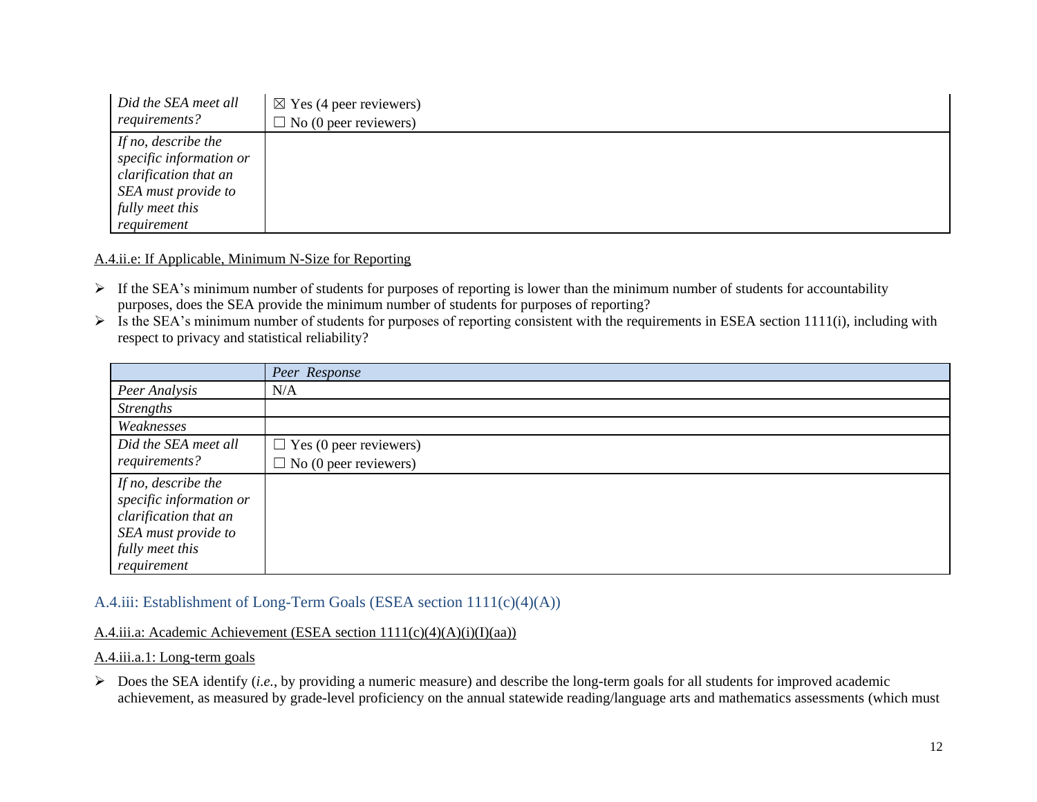| | |
|---|---|
| *Did the SEA meet all requirements?* | ☒ Yes (4 peer reviewers)<br>☐ No (0 peer reviewers) |
| *If no, describe the specific information or clarification that an SEA must provide to fully meet this requirement* | |

A.4.ii.e: If Applicable, Minimum N-Size for Reporting

- If the SEA's minimum number of students for purposes of reporting is lower than the minimum number of students for accountability purposes, does the SEA provide the minimum number of students for purposes of reporting?
- Is the SEA's minimum number of students for purposes of reporting consistent with the requirements in ESEA section 1111(i), including with respect to privacy and statistical reliability?

| | *Peer Response* |
|---|---|
| *Peer Analysis* | N/A |
| *Strengths* | |
| *Weaknesses* | |
| *Did the SEA meet all requirements?* | ☐ Yes (0 peer reviewers)<br>☐ No (0 peer reviewers) |
| *If no, describe the specific information or clarification that an SEA must provide to fully meet this requirement* | |

## A.4.iii: Establishment of Long-Term Goals (ESEA section 1111(c)(4)(A))

A.4.iii.a: Academic Achievement (ESEA section 1111(c)(4)(A)(i)(I)(aa))

A.4.iii.a.1: Long-term goals

- Does the SEA identify (*i.e.*, by providing a numeric measure) and describe the long-term goals for all students for improved academic achievement, as measured by grade-level proficiency on the annual statewide reading/language arts and mathematics assessments (which must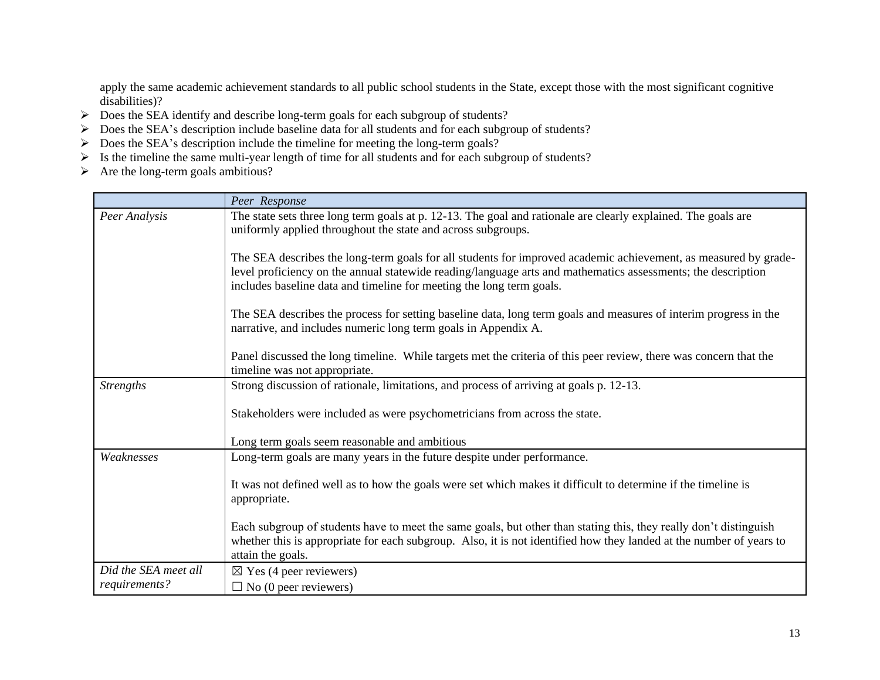apply the same academic achievement standards to all public school students in the State, except those with the most significant cognitive disabilities)?

- Does the SEA identify and describe long-term goals for each subgroup of students?
- Does the SEA's description include baseline data for all students and for each subgroup of students?
- Does the SEA's description include the timeline for meeting the long-term goals?
- Is the timeline the same multi-year length of time for all students and for each subgroup of students?
- Are the long-term goals ambitious?

| | *Peer Response* |
|---|---|
| *Peer Analysis* | The state sets three long term goals at p. 12-13. The goal and rationale are clearly explained. The goals are uniformly applied throughout the state and across subgroups.<br><br>The SEA describes the long-term goals for all students for improved academic achievement, as measured by grade-level proficiency on the annual statewide reading/language arts and mathematics assessments; the description includes baseline data and timeline for meeting the long term goals.<br><br>The SEA describes the process for setting baseline data, long term goals and measures of interim progress in the narrative, and includes numeric long term goals in Appendix A.<br><br>Panel discussed the long timeline. While targets met the criteria of this peer review, there was concern that the timeline was not appropriate. |
| *Strengths* | Strong discussion of rationale, limitations, and process of arriving at goals p. 12-13.<br><br>Stakeholders were included as were psychometricians from across the state.<br><br>Long term goals seem reasonable and ambitious |
| *Weaknesses* | Long-term goals are many years in the future despite under performance.<br><br>It was not defined well as to how the goals were set which makes it difficult to determine if the timeline is appropriate.<br><br>Each subgroup of students have to meet the same goals, but other than stating this, they really don't distinguish whether this is appropriate for each subgroup. Also, it is not identified how they landed at the number of years to attain the goals. |
| *Did the SEA meet all requirements?* | ☒ Yes (4 peer reviewers)<br>☐ No (0 peer reviewers) |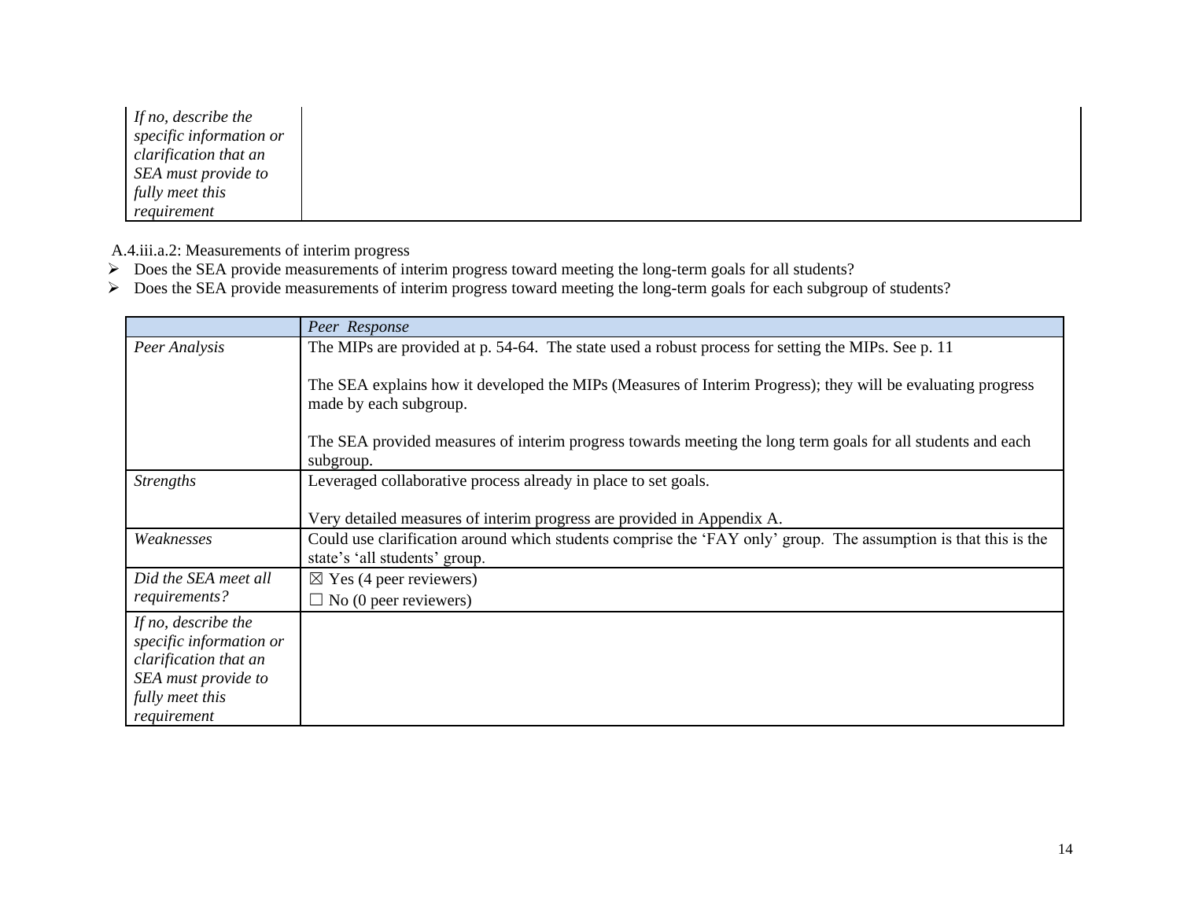| If no, describe the specific information or clarification that an SEA must provide to fully meet this requirement | |
|---|---|

A.4.iii.a.2: Measurements of interim progress

- Does the SEA provide measurements of interim progress toward meeting the long-term goals for all students?
- Does the SEA provide measurements of interim progress toward meeting the long-term goals for each subgroup of students?

| | *Peer Response* |
|---|---|
| *Peer Analysis* | The MIPs are provided at p. 54-64. The state used a robust process for setting the MIPs. See p. 11<br><br>The SEA explains how it developed the MIPs (Measures of Interim Progress); they will be evaluating progress made by each subgroup.<br><br>The SEA provided measures of interim progress towards meeting the long term goals for all students and each subgroup. |
| *Strengths* | Leveraged collaborative process already in place to set goals.<br><br>Very detailed measures of interim progress are provided in Appendix A. |
| *Weaknesses* | Could use clarification around which students comprise the 'FAY only' group. The assumption is that this is the state's 'all students' group. |
| *Did the SEA meet all requirements?* | ☒ Yes (4 peer reviewers)<br>☐ No (0 peer reviewers) |
| *If no, describe the specific information or clarification that an SEA must provide to fully meet this requirement* | |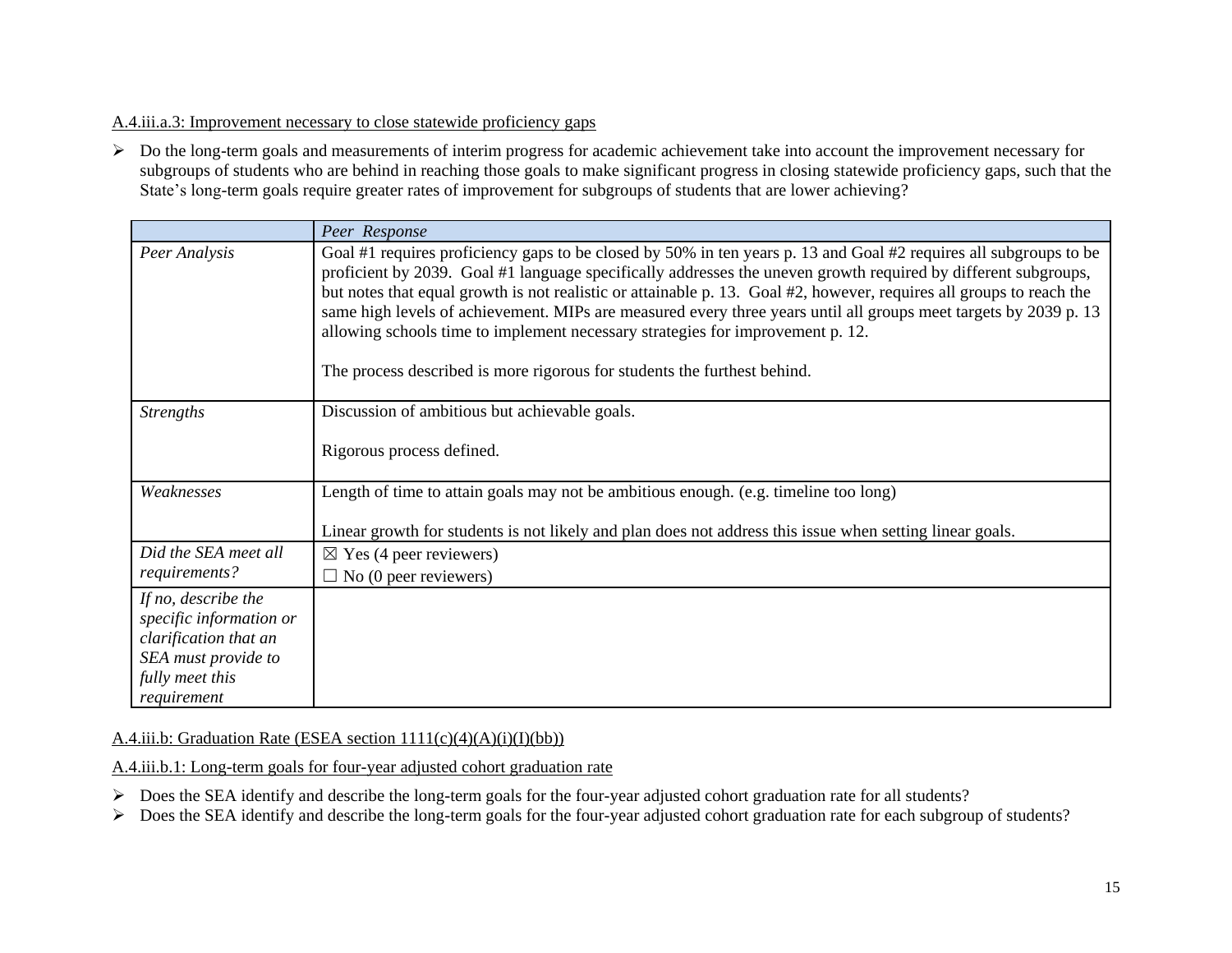A.4.iii.a.3: Improvement necessary to close statewide proficiency gaps

- Do the long-term goals and measurements of interim progress for academic achievement take into account the improvement necessary for subgroups of students who are behind in reaching those goals to make significant progress in closing statewide proficiency gaps, such that the State's long-term goals require greater rates of improvement for subgroups of students that are lower achieving?

| | *Peer Response* |
|---|---|
| *Peer Analysis* | Goal #1 requires proficiency gaps to be closed by 50% in ten years p. 13 and Goal #2 requires all subgroups to be proficient by 2039. Goal #1 language specifically addresses the uneven growth required by different subgroups, but notes that equal growth is not realistic or attainable p. 13. Goal #2, however, requires all groups to reach the same high levels of achievement. MIPs are measured every three years until all groups meet targets by 2039 p. 13 allowing schools time to implement necessary strategies for improvement p. 12.<br><br>The process described is more rigorous for students the furthest behind. |
| *Strengths* | Discussion of ambitious but achievable goals.<br><br>Rigorous process defined. |
| *Weaknesses* | Length of time to attain goals may not be ambitious enough. (e.g. timeline too long)<br><br>Linear growth for students is not likely and plan does not address this issue when setting linear goals. |
| *Did the SEA meet all requirements?* | ☒ Yes (4 peer reviewers)<br>☐ No (0 peer reviewers) |
| *If no, describe the specific information or clarification that an SEA must provide to fully meet this requirement* | |

A.4.iii.b: Graduation Rate (ESEA section 1111(c)(4)(A)(i)(I)(bb))

A.4.iii.b.1: Long-term goals for four-year adjusted cohort graduation rate

- Does the SEA identify and describe the long-term goals for the four-year adjusted cohort graduation rate for all students?
- Does the SEA identify and describe the long-term goals for the four-year adjusted cohort graduation rate for each subgroup of students?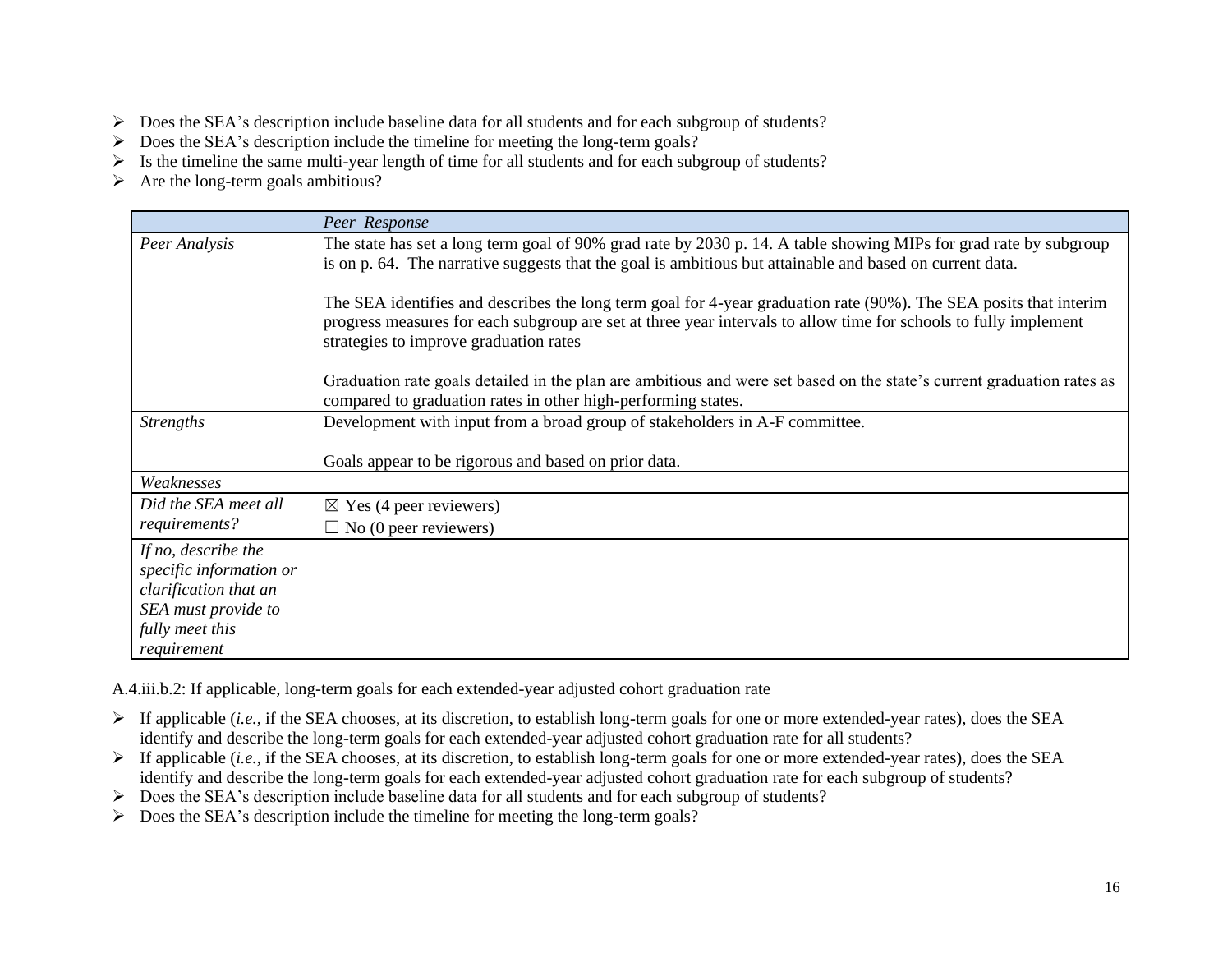- Does the SEA's description include baseline data for all students and for each subgroup of students?
- Does the SEA's description include the timeline for meeting the long-term goals?
- Is the timeline the same multi-year length of time for all students and for each subgroup of students?
- Are the long-term goals ambitious?

| | *Peer Response* |
|---|---|
| *Peer Analysis* | The state has set a long term goal of 90% grad rate by 2030 p. 14. A table showing MIPs for grad rate by subgroup is on p. 64. The narrative suggests that the goal is ambitious but attainable and based on current data.<br><br>The SEA identifies and describes the long term goal for 4-year graduation rate (90%). The SEA posits that interim progress measures for each subgroup are set at three year intervals to allow time for schools to fully implement strategies to improve graduation rates<br><br>Graduation rate goals detailed in the plan are ambitious and were set based on the state's current graduation rates as compared to graduation rates in other high-performing states. |
| *Strengths* | Development with input from a broad group of stakeholders in A-F committee.<br><br>Goals appear to be rigorous and based on prior data. |
| *Weaknesses* | |
| *Did the SEA meet all requirements?* | ☒ Yes (4 peer reviewers)<br>☐ No (0 peer reviewers) |
| *If no, describe the specific information or clarification that an SEA must provide to fully meet this requirement* | |

A.4.iii.b.2: If applicable, long-term goals for each extended-year adjusted cohort graduation rate

- If applicable (*i.e.*, if the SEA chooses, at its discretion, to establish long-term goals for one or more extended-year rates), does the SEA identify and describe the long-term goals for each extended-year adjusted cohort graduation rate for all students?
- If applicable (*i.e.*, if the SEA chooses, at its discretion, to establish long-term goals for one or more extended-year rates), does the SEA identify and describe the long-term goals for each extended-year adjusted cohort graduation rate for each subgroup of students?
- Does the SEA's description include baseline data for all students and for each subgroup of students?
- Does the SEA's description include the timeline for meeting the long-term goals?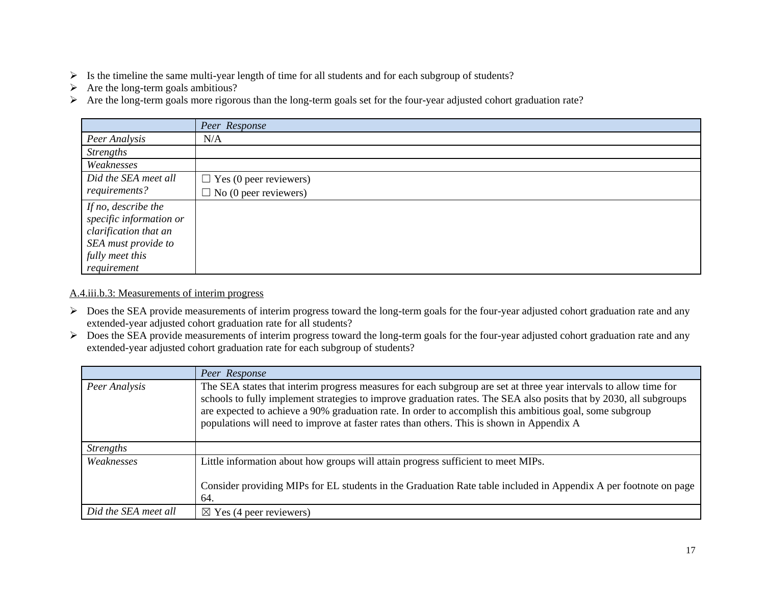- ➢ Is the timeline the same multi-year length of time for all students and for each subgroup of students?
- ➢ Are the long-term goals ambitious?
- ➢ Are the long-term goals more rigorous than the long-term goals set for the four-year adjusted cohort graduation rate?

| | *Peer Response* |
|---|---|
| *Peer Analysis* | N/A |
| *Strengths* | |
| *Weaknesses* | |
| *Did the SEA meet all requirements?* | ☐ Yes (0 peer reviewers)<br>☐ No (0 peer reviewers) |
| *If no, describe the specific information or clarification that an SEA must provide to fully meet this requirement* | |

A.4.iii.b.3: Measurements of interim progress

- ➢ Does the SEA provide measurements of interim progress toward the long-term goals for the four-year adjusted cohort graduation rate and any extended-year adjusted cohort graduation rate for all students?
- ➢ Does the SEA provide measurements of interim progress toward the long-term goals for the four-year adjusted cohort graduation rate and any extended-year adjusted cohort graduation rate for each subgroup of students?

| | *Peer Response* |
|---|---|
| *Peer Analysis* | The SEA states that interim progress measures for each subgroup are set at three year intervals to allow time for schools to fully implement strategies to improve graduation rates. The SEA also posits that by 2030, all subgroups are expected to achieve a 90% graduation rate. In order to accomplish this ambitious goal, some subgroup populations will need to improve at faster rates than others. This is shown in Appendix A |
| *Strengths* | |
| *Weaknesses* | Little information about how groups will attain progress sufficient to meet MIPs.<br><br>Consider providing MIPs for EL students in the Graduation Rate table included in Appendix A per footnote on page 64. |
| *Did the SEA meet all* | ☒ Yes (4 peer reviewers) |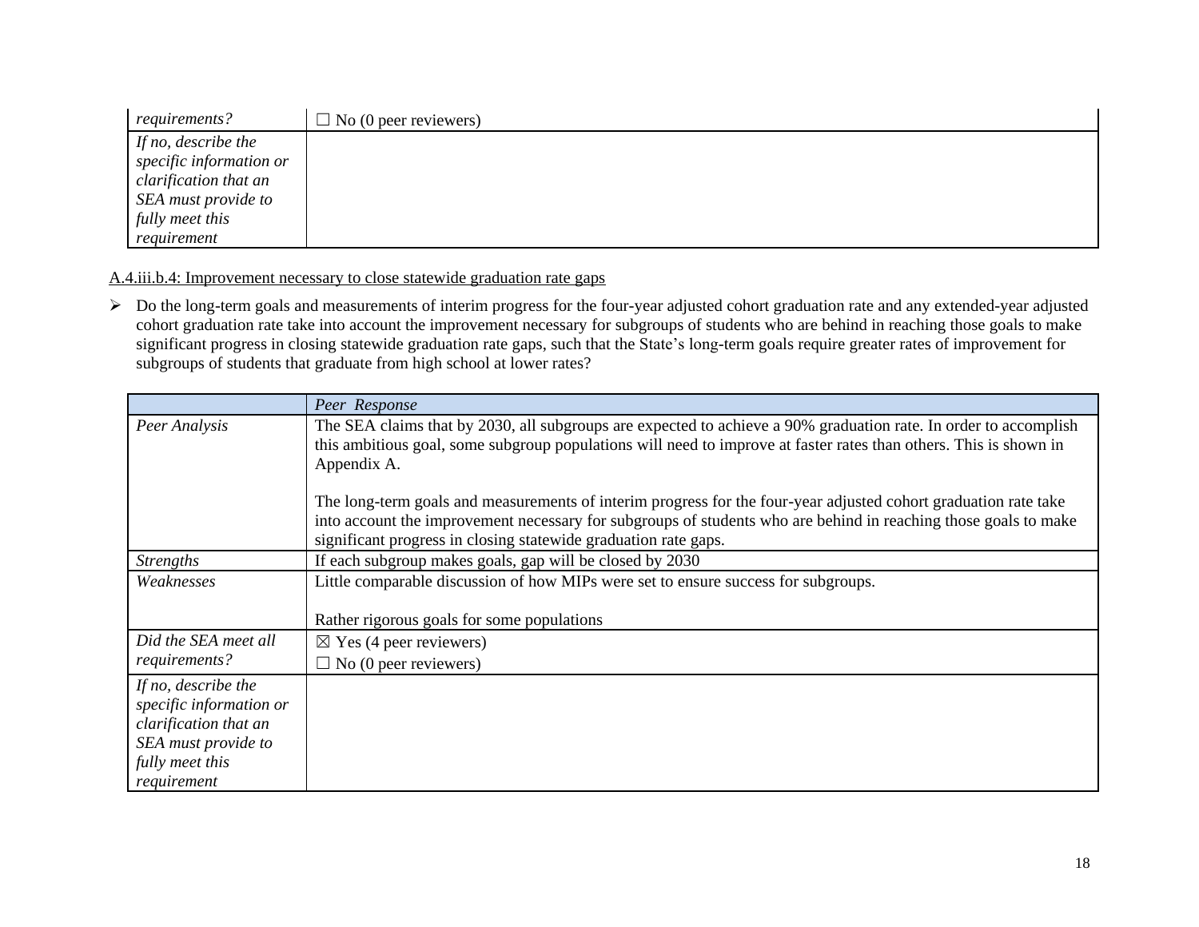| *requirements?* | ☐ No (0 peer reviewers) |
|---|---|
| *If no, describe the specific information or clarification that an SEA must provide to fully meet this requirement* | |

A.4.iii.b.4: Improvement necessary to close statewide graduation rate gaps

- Do the long-term goals and measurements of interim progress for the four-year adjusted cohort graduation rate and any extended-year adjusted cohort graduation rate take into account the improvement necessary for subgroups of students who are behind in reaching those goals to make significant progress in closing statewide graduation rate gaps, such that the State's long-term goals require greater rates of improvement for subgroups of students that graduate from high school at lower rates?

| | *Peer Response* |
|---|---|
| *Peer Analysis* | The SEA claims that by 2030, all subgroups are expected to achieve a 90% graduation rate. In order to accomplish this ambitious goal, some subgroup populations will need to improve at faster rates than others. This is shown in Appendix A.<br><br>The long-term goals and measurements of interim progress for the four-year adjusted cohort graduation rate take into account the improvement necessary for subgroups of students who are behind in reaching those goals to make significant progress in closing statewide graduation rate gaps. |
| *Strengths* | If each subgroup makes goals, gap will be closed by 2030 |
| *Weaknesses* | Little comparable discussion of how MIPs were set to ensure success for subgroups.<br><br>Rather rigorous goals for some populations |
| *Did the SEA meet all requirements?* | ☒ Yes (4 peer reviewers)<br>☐ No (0 peer reviewers) |
| *If no, describe the specific information or clarification that an SEA must provide to fully meet this requirement* | |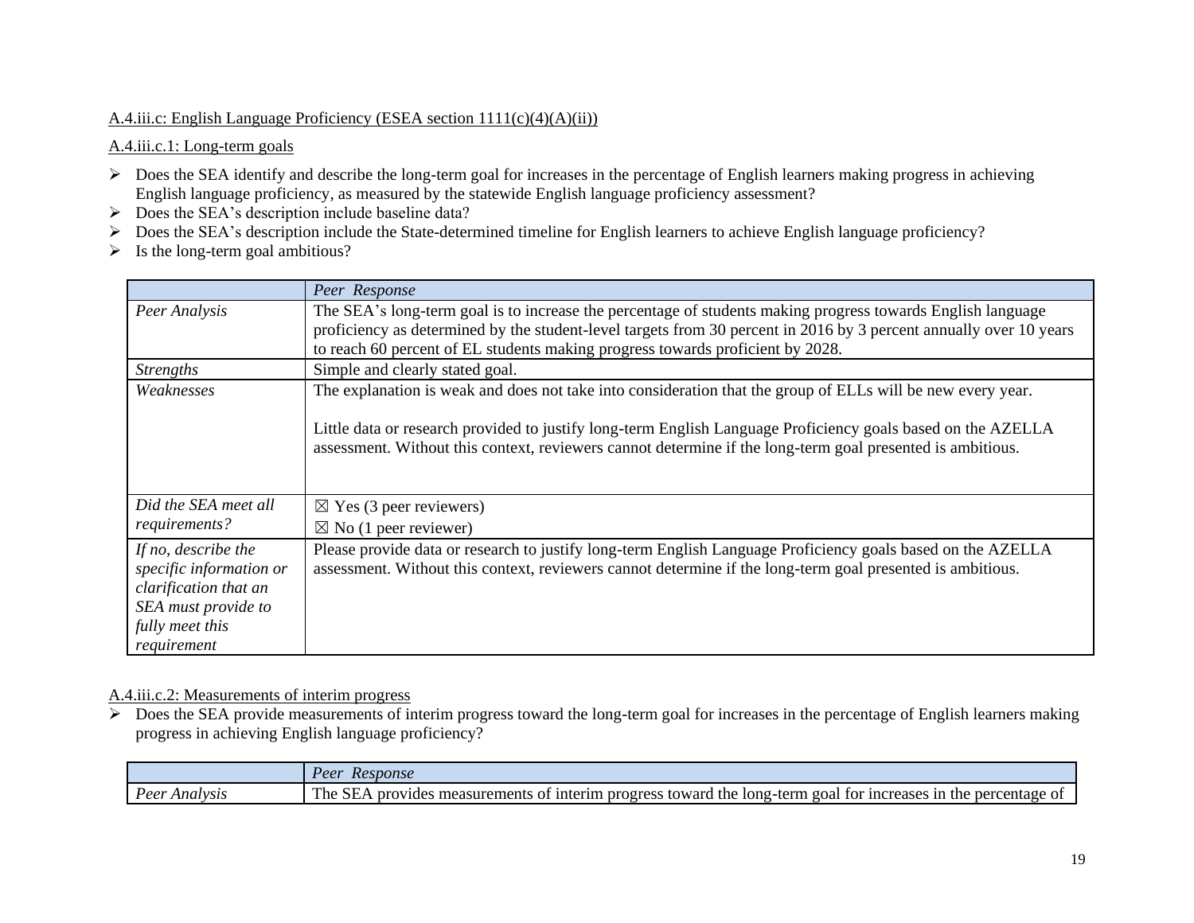A.4.iii.c: English Language Proficiency (ESEA section 1111(c)(4)(A)(ii))

A.4.iii.c.1: Long-term goals

- Does the SEA identify and describe the long-term goal for increases in the percentage of English learners making progress in achieving English language proficiency, as measured by the statewide English language proficiency assessment?
- Does the SEA's description include baseline data?
- Does the SEA's description include the State-determined timeline for English learners to achieve English language proficiency?
- Is the long-term goal ambitious?

| | *Peer Response* |
|---|---|
| *Peer Analysis* | The SEA's long-term goal is to increase the percentage of students making progress towards English language proficiency as determined by the student-level targets from 30 percent in 2016 by 3 percent annually over 10 years to reach 60 percent of EL students making progress towards proficient by 2028. |
| *Strengths* | Simple and clearly stated goal. |
| *Weaknesses* | The explanation is weak and does not take into consideration that the group of ELLs will be new every year.<br><br>Little data or research provided to justify long-term English Language Proficiency goals based on the AZELLA assessment. Without this context, reviewers cannot determine if the long-term goal presented is ambitious. |
| *Did the SEA meet all requirements?* | ☒ Yes (3 peer reviewers)<br>☒ No (1 peer reviewer) |
| *If no, describe the specific information or clarification that an SEA must provide to fully meet this requirement* | Please provide data or research to justify long-term English Language Proficiency goals based on the AZELLA assessment. Without this context, reviewers cannot determine if the long-term goal presented is ambitious. |

A.4.iii.c.2: Measurements of interim progress

- Does the SEA provide measurements of interim progress toward the long-term goal for increases in the percentage of English learners making progress in achieving English language proficiency?

| | *Peer Response* |
|---|---|
| *Peer Analysis* | The SEA provides measurements of interim progress toward the long-term goal for increases in the percentage of |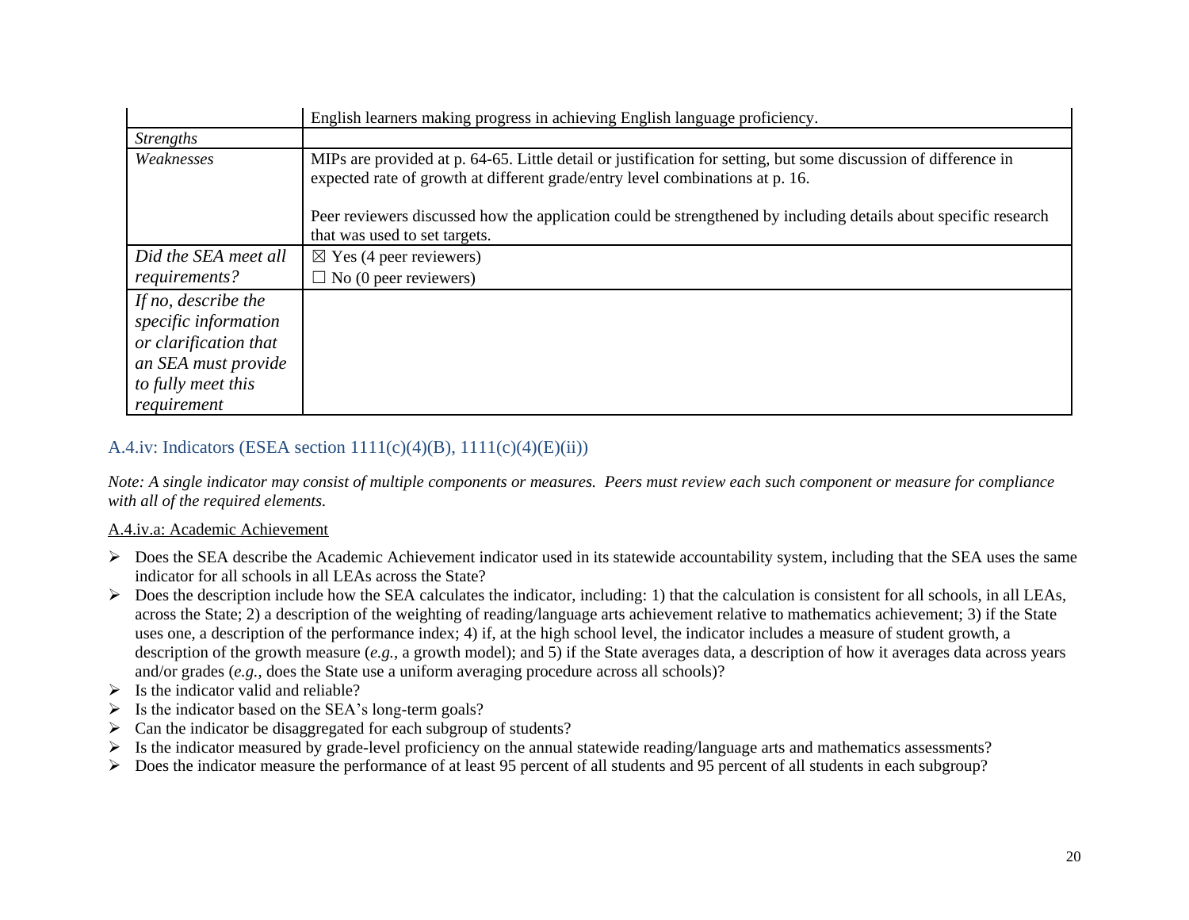|  |  |
|---|---|
|  | English learners making progress in achieving English language proficiency. |
| *Strengths* |  |
| *Weaknesses* | MIPs are provided at p. 64-65. Little detail or justification for setting, but some discussion of difference in expected rate of growth at different grade/entry level combinations at p. 16.<br><br>Peer reviewers discussed how the application could be strengthened by including details about specific research that was used to set targets. |
| *Did the SEA meet all requirements?* | ☒ Yes (4 peer reviewers)<br>☐ No (0 peer reviewers) |
| *If no, describe the specific information or clarification that an SEA must provide to fully meet this requirement* |  |

## A.4.iv: Indicators (ESEA section 1111(c)(4)(B), 1111(c)(4)(E)(ii))

*Note: A single indicator may consist of multiple components or measures. Peers must review each such component or measure for compliance with all of the required elements.*

### A.4.iv.a: Academic Achievement

- Does the SEA describe the Academic Achievement indicator used in its statewide accountability system, including that the SEA uses the same indicator for all schools in all LEAs across the State?
- Does the description include how the SEA calculates the indicator, including: 1) that the calculation is consistent for all schools, in all LEAs, across the State; 2) a description of the weighting of reading/language arts achievement relative to mathematics achievement; 3) if the State uses one, a description of the performance index; 4) if, at the high school level, the indicator includes a measure of student growth, a description of the growth measure (*e.g.*, a growth model); and 5) if the State averages data, a description of how it averages data across years and/or grades (*e.g.*, does the State use a uniform averaging procedure across all schools)?
- Is the indicator valid and reliable?
- Is the indicator based on the SEA's long-term goals?
- Can the indicator be disaggregated for each subgroup of students?
- Is the indicator measured by grade-level proficiency on the annual statewide reading/language arts and mathematics assessments?
- Does the indicator measure the performance of at least 95 percent of all students and 95 percent of all students in each subgroup?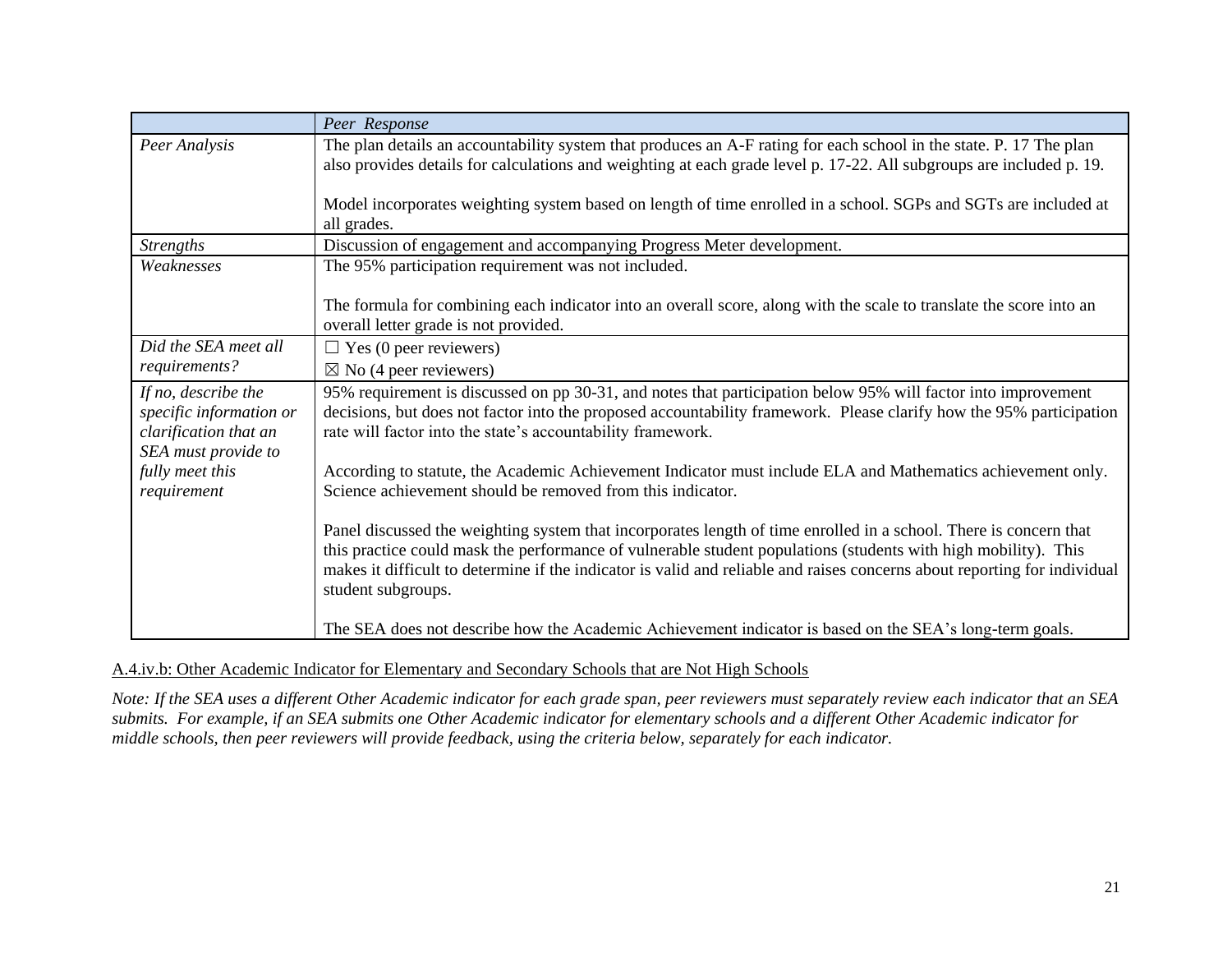| | *Peer Response* |
|---|---|
| *Peer Analysis* | The plan details an accountability system that produces an A-F rating for each school in the state. P. 17 The plan also provides details for calculations and weighting at each grade level p. 17-22. All subgroups are included p. 19.<br><br>Model incorporates weighting system based on length of time enrolled in a school. SGPs and SGTs are included at all grades. |
| *Strengths* | Discussion of engagement and accompanying Progress Meter development. |
| *Weaknesses* | The 95% participation requirement was not included.<br><br>The formula for combining each indicator into an overall score, along with the scale to translate the score into an overall letter grade is not provided. |
| *Did the SEA meet all requirements?* | ☐ Yes (0 peer reviewers)<br>☒ No (4 peer reviewers) |
| *If no, describe the specific information or clarification that an SEA must provide to fully meet this requirement* | 95% requirement is discussed on pp 30-31, and notes that participation below 95% will factor into improvement decisions, but does not factor into the proposed accountability framework. Please clarify how the 95% participation rate will factor into the state's accountability framework.<br><br>According to statute, the Academic Achievement Indicator must include ELA and Mathematics achievement only. Science achievement should be removed from this indicator.<br><br>Panel discussed the weighting system that incorporates length of time enrolled in a school. There is concern that this practice could mask the performance of vulnerable student populations (students with high mobility). This makes it difficult to determine if the indicator is valid and reliable and raises concerns about reporting for individual student subgroups.<br><br>The SEA does not describe how the Academic Achievement indicator is based on the SEA's long-term goals. |

A.4.iv.b: Other Academic Indicator for Elementary and Secondary Schools that are Not High Schools

*Note: If the SEA uses a different Other Academic indicator for each grade span, peer reviewers must separately review each indicator that an SEA submits. For example, if an SEA submits one Other Academic indicator for elementary schools and a different Other Academic indicator for middle schools, then peer reviewers will provide feedback, using the criteria below, separately for each indicator.*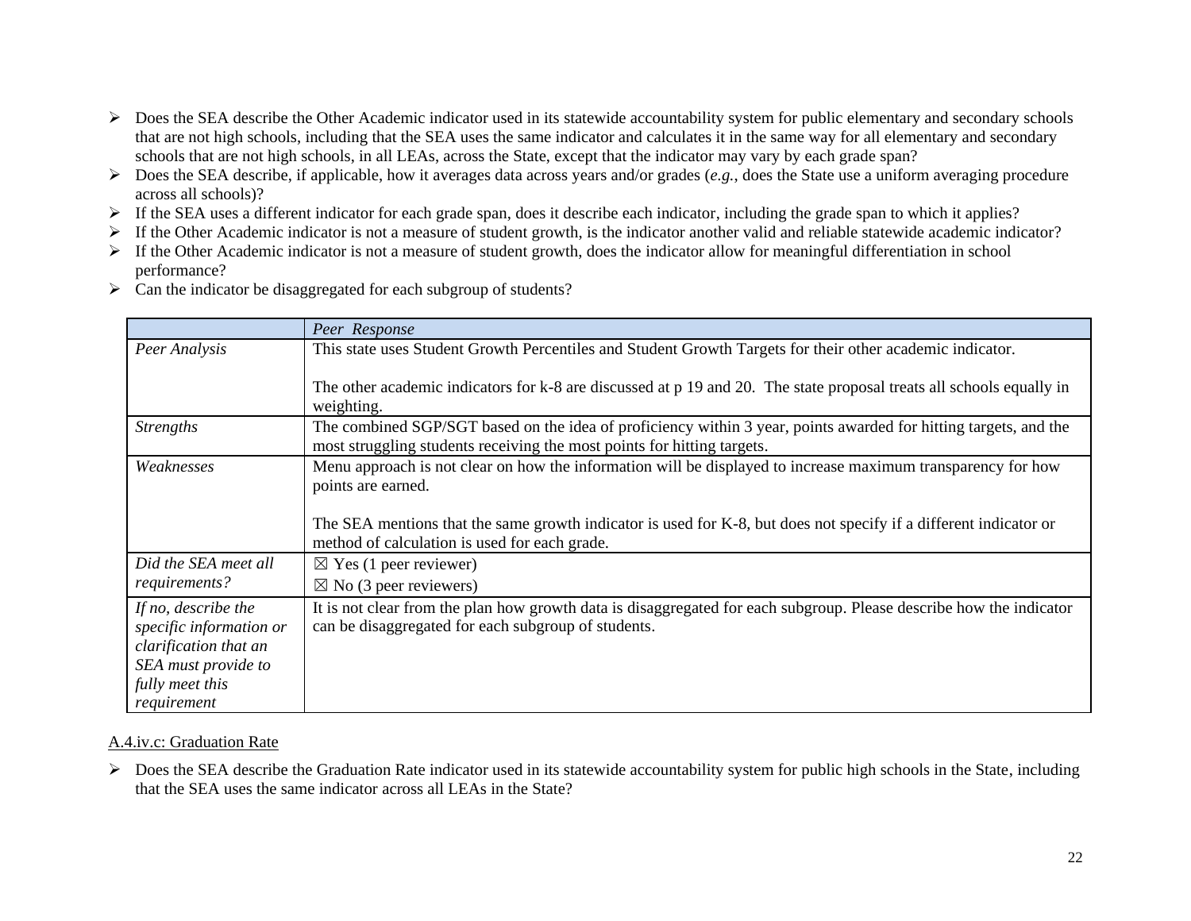- Does the SEA describe the Other Academic indicator used in its statewide accountability system for public elementary and secondary schools that are not high schools, including that the SEA uses the same indicator and calculates it in the same way for all elementary and secondary schools that are not high schools, in all LEAs, across the State, except that the indicator may vary by each grade span?
- Does the SEA describe, if applicable, how it averages data across years and/or grades (*e.g.*, does the State use a uniform averaging procedure across all schools)?
- If the SEA uses a different indicator for each grade span, does it describe each indicator, including the grade span to which it applies?
- If the Other Academic indicator is not a measure of student growth, is the indicator another valid and reliable statewide academic indicator?
- If the Other Academic indicator is not a measure of student growth, does the indicator allow for meaningful differentiation in school performance?
- Can the indicator be disaggregated for each subgroup of students?

| | *Peer Response* |
|---|---|
| *Peer Analysis* | This state uses Student Growth Percentiles and Student Growth Targets for their other academic indicator.<br><br>The other academic indicators for k-8 are discussed at p 19 and 20. The state proposal treats all schools equally in weighting. |
| *Strengths* | The combined SGP/SGT based on the idea of proficiency within 3 year, points awarded for hitting targets, and the most struggling students receiving the most points for hitting targets. |
| *Weaknesses* | Menu approach is not clear on how the information will be displayed to increase maximum transparency for how points are earned.<br><br>The SEA mentions that the same growth indicator is used for K-8, but does not specify if a different indicator or method of calculation is used for each grade. |
| *Did the SEA meet all requirements?* | ☒ Yes (1 peer reviewer)<br>☒ No (3 peer reviewers) |
| *If no, describe the specific information or clarification that an SEA must provide to fully meet this requirement* | It is not clear from the plan how growth data is disaggregated for each subgroup. Please describe how the indicator can be disaggregated for each subgroup of students. |

A.4.iv.c: Graduation Rate

- Does the SEA describe the Graduation Rate indicator used in its statewide accountability system for public high schools in the State, including that the SEA uses the same indicator across all LEAs in the State?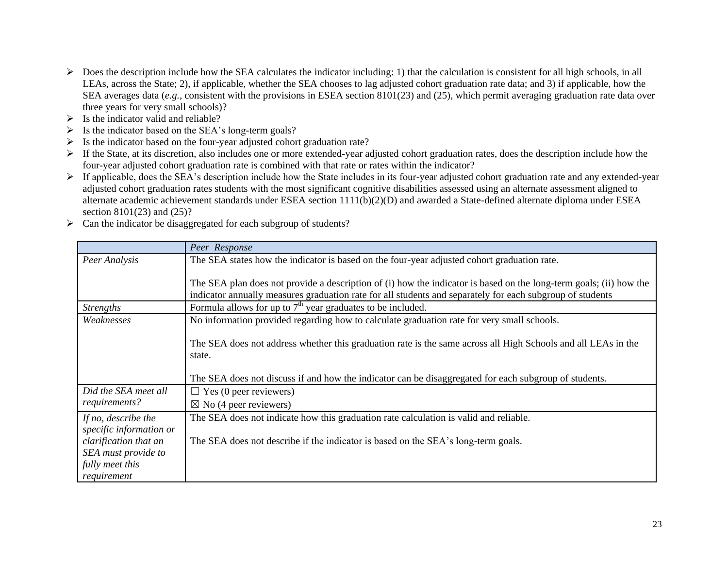- Does the description include how the SEA calculates the indicator including: 1) that the calculation is consistent for all high schools, in all LEAs, across the State; 2), if applicable, whether the SEA chooses to lag adjusted cohort graduation rate data; and 3) if applicable, how the SEA averages data (*e.g.*, consistent with the provisions in ESEA section 8101(23) and (25), which permit averaging graduation rate data over three years for very small schools)?
- Is the indicator valid and reliable?
- Is the indicator based on the SEA's long-term goals?
- Is the indicator based on the four-year adjusted cohort graduation rate?
- If the State, at its discretion, also includes one or more extended-year adjusted cohort graduation rates, does the description include how the four-year adjusted cohort graduation rate is combined with that rate or rates within the indicator?
- If applicable, does the SEA's description include how the State includes in its four-year adjusted cohort graduation rate and any extended-year adjusted cohort graduation rates students with the most significant cognitive disabilities assessed using an alternate assessment aligned to alternate academic achievement standards under ESEA section 1111(b)(2)(D) and awarded a State-defined alternate diploma under ESEA section 8101(23) and (25)?
- Can the indicator be disaggregated for each subgroup of students?

| | *Peer Response* |
|---|---|
| *Peer Analysis* | The SEA states how the indicator is based on the four-year adjusted cohort graduation rate.<br><br>The SEA plan does not provide a description of (i) how the indicator is based on the long-term goals; (ii) how the indicator annually measures graduation rate for all students and separately for each subgroup of students |
| *Strengths* | Formula allows for up to $7^{th}$ year graduates to be included. |
| *Weaknesses* | No information provided regarding how to calculate graduation rate for very small schools.<br><br>The SEA does not address whether this graduation rate is the same across all High Schools and all LEAs in the state.<br><br>The SEA does not discuss if and how the indicator can be disaggregated for each subgroup of students. |
| *Did the SEA meet all requirements?* | ☐ Yes (0 peer reviewers)<br>☒ No (4 peer reviewers) |
| *If no, describe the specific information or clarification that an SEA must provide to fully meet this requirement* | The SEA does not indicate how this graduation rate calculation is valid and reliable.<br><br>The SEA does not describe if the indicator is based on the SEA's long-term goals. |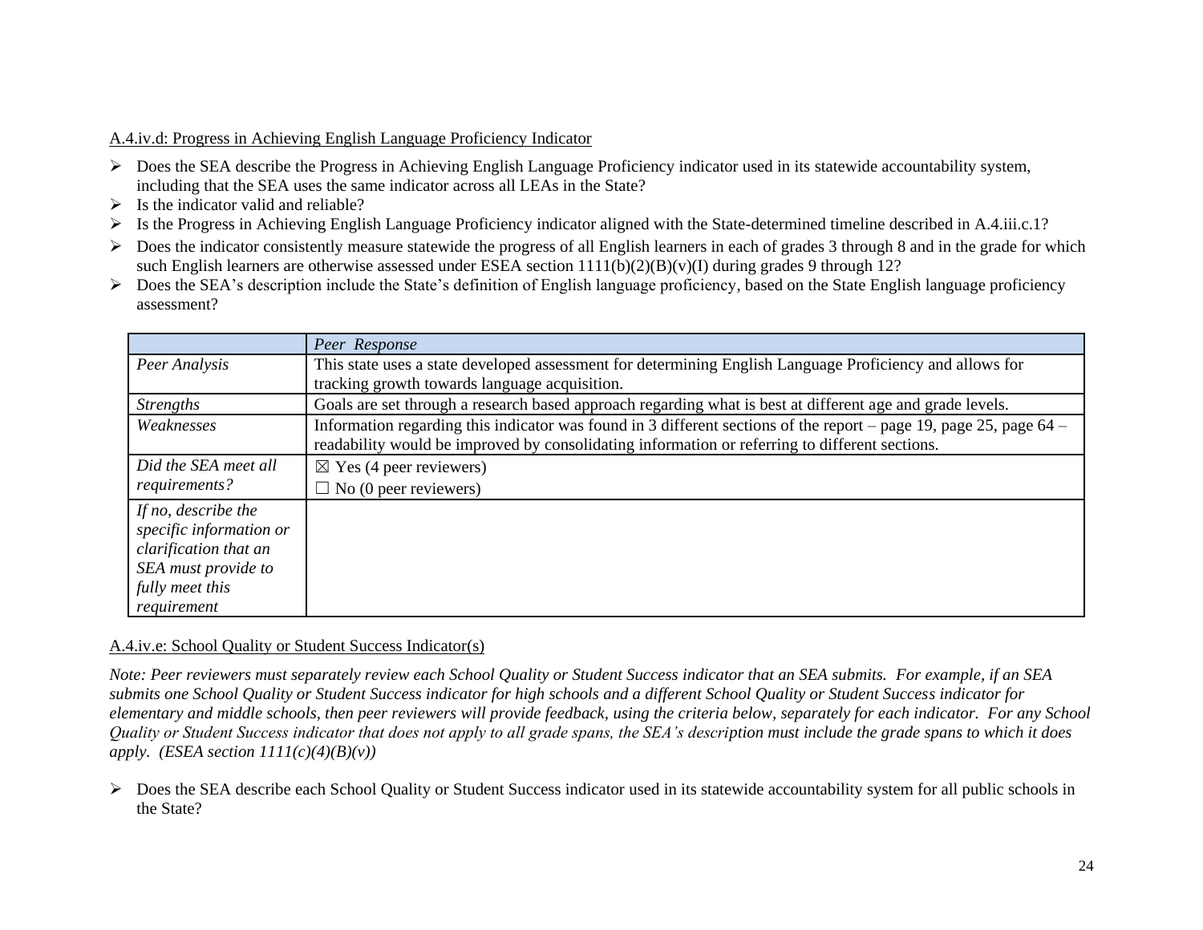A.4.iv.d: Progress in Achieving English Language Proficiency Indicator

- Does the SEA describe the Progress in Achieving English Language Proficiency indicator used in its statewide accountability system, including that the SEA uses the same indicator across all LEAs in the State?
- Is the indicator valid and reliable?
- Is the Progress in Achieving English Language Proficiency indicator aligned with the State-determined timeline described in A.4.iii.c.1?
- Does the indicator consistently measure statewide the progress of all English learners in each of grades 3 through 8 and in the grade for which such English learners are otherwise assessed under ESEA section 1111(b)(2)(B)(v)(I) during grades 9 through 12?
- Does the SEA's description include the State's definition of English language proficiency, based on the State English language proficiency assessment?

| | *Peer Response* |
|---|---|
| *Peer Analysis* | This state uses a state developed assessment for determining English Language Proficiency and allows for tracking growth towards language acquisition. |
| *Strengths* | Goals are set through a research based approach regarding what is best at different age and grade levels. |
| *Weaknesses* | Information regarding this indicator was found in 3 different sections of the report – page 19, page 25, page 64 – readability would be improved by consolidating information or referring to different sections. |
| *Did the SEA meet all requirements?* | ☒ Yes (4 peer reviewers)<br>☐ No (0 peer reviewers) |
| *If no, describe the specific information or clarification that an SEA must provide to fully meet this requirement* | |

A.4.iv.e: School Quality or Student Success Indicator(s)

*Note: Peer reviewers must separately review each School Quality or Student Success indicator that an SEA submits. For example, if an SEA submits one School Quality or Student Success indicator for high schools and a different School Quality or Student Success indicator for elementary and middle schools, then peer reviewers will provide feedback, using the criteria below, separately for each indicator. For any School Quality or Student Success indicator that does not apply to all grade spans, the SEA's description must include the grade spans to which it does apply. (ESEA section 1111(c)(4)(B)(v))*

- Does the SEA describe each School Quality or Student Success indicator used in its statewide accountability system for all public schools in the State?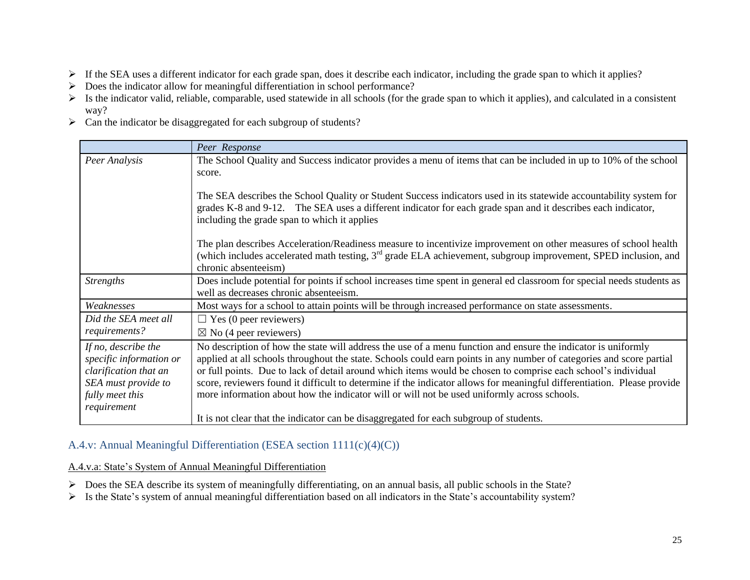- If the SEA uses a different indicator for each grade span, does it describe each indicator, including the grade span to which it applies?
- Does the indicator allow for meaningful differentiation in school performance?
- Is the indicator valid, reliable, comparable, used statewide in all schools (for the grade span to which it applies), and calculated in a consistent way?
- Can the indicator be disaggregated for each subgroup of students?

| | *Peer Response* |
|---|---|
| *Peer Analysis* | The School Quality and Success indicator provides a menu of items that can be included in up to 10% of the school score.<br><br>The SEA describes the School Quality or Student Success indicators used in its statewide accountability system for grades K-8 and 9-12. The SEA uses a different indicator for each grade span and it describes each indicator, including the grade span to which it applies<br><br>The plan describes Acceleration/Readiness measure to incentivize improvement on other measures of school health (which includes accelerated math testing, 3rd grade ELA achievement, subgroup improvement, SPED inclusion, and chronic absenteeism) |
| *Strengths* | Does include potential for points if school increases time spent in general ed classroom for special needs students as well as decreases chronic absenteeism. |
| *Weaknesses* | Most ways for a school to attain points will be through increased performance on state assessments. |
| *Did the SEA meet all requirements?* | ☐ Yes (0 peer reviewers)<br>☒ No (4 peer reviewers) |
| *If no, describe the specific information or clarification that an SEA must provide to fully meet this requirement* | No description of how the state will address the use of a menu function and ensure the indicator is uniformly applied at all schools throughout the state. Schools could earn points in any number of categories and score partial or full points. Due to lack of detail around which items would be chosen to comprise each school's individual score, reviewers found it difficult to determine if the indicator allows for meaningful differentiation. Please provide more information about how the indicator will or will not be used uniformly across schools.<br><br>It is not clear that the indicator can be disaggregated for each subgroup of students. |

## A.4.v: Annual Meaningful Differentiation (ESEA section 1111(c)(4)(C))

A.4.v.a: State's System of Annual Meaningful Differentiation

- Does the SEA describe its system of meaningfully differentiating, on an annual basis, all public schools in the State?
- Is the State's system of annual meaningful differentiation based on all indicators in the State's accountability system?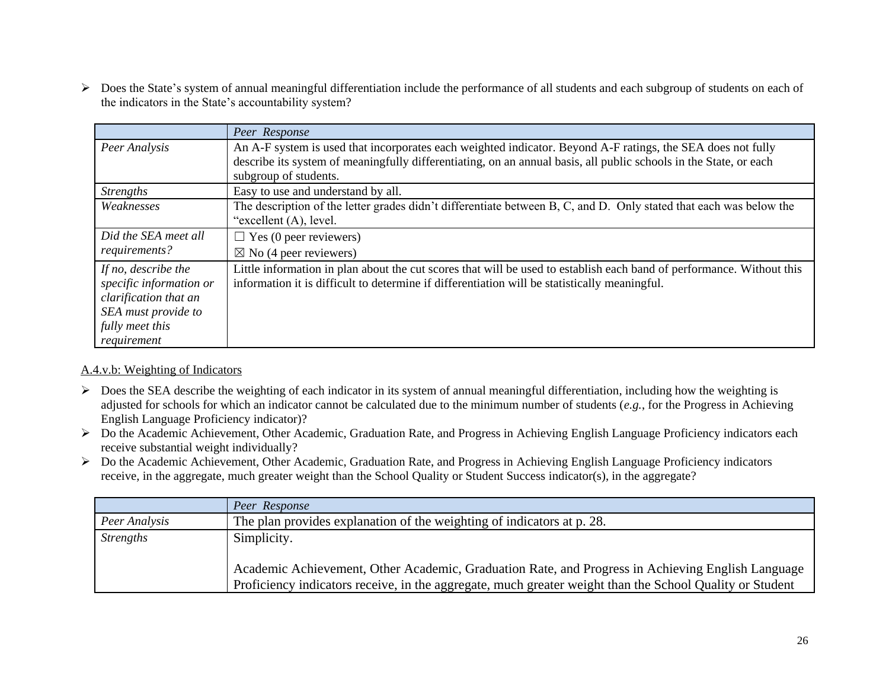- Does the State's system of annual meaningful differentiation include the performance of all students and each subgroup of students on each of the indicators in the State's accountability system?

| | *Peer Response* |
|---|---|
| *Peer Analysis* | An A-F system is used that incorporates each weighted indicator. Beyond A-F ratings, the SEA does not fully describe its system of meaningfully differentiating, on an annual basis, all public schools in the State, or each subgroup of students. |
| *Strengths* | Easy to use and understand by all. |
| *Weaknesses* | The description of the letter grades didn't differentiate between B, C, and D. Only stated that each was below the "excellent (A), level. |
| *Did the SEA meet all requirements?* | ☐ Yes (0 peer reviewers)<br>☒ No (4 peer reviewers) |
| *If no, describe the specific information or clarification that an SEA must provide to fully meet this requirement* | Little information in plan about the cut scores that will be used to establish each band of performance. Without this information it is difficult to determine if differentiation will be statistically meaningful. |

A.4.v.b: Weighting of Indicators

- Does the SEA describe the weighting of each indicator in its system of annual meaningful differentiation, including how the weighting is adjusted for schools for which an indicator cannot be calculated due to the minimum number of students (*e.g.*, for the Progress in Achieving English Language Proficiency indicator)?
- Do the Academic Achievement, Other Academic, Graduation Rate, and Progress in Achieving English Language Proficiency indicators each receive substantial weight individually?
- Do the Academic Achievement, Other Academic, Graduation Rate, and Progress in Achieving English Language Proficiency indicators receive, in the aggregate, much greater weight than the School Quality or Student Success indicator(s), in the aggregate?

| | *Peer Response* |
|---|---|
| *Peer Analysis* | The plan provides explanation of the weighting of indicators at p. 28. |
| *Strengths* | Simplicity.<br><br>Academic Achievement, Other Academic, Graduation Rate, and Progress in Achieving English Language Proficiency indicators receive, in the aggregate, much greater weight than the School Quality or Student |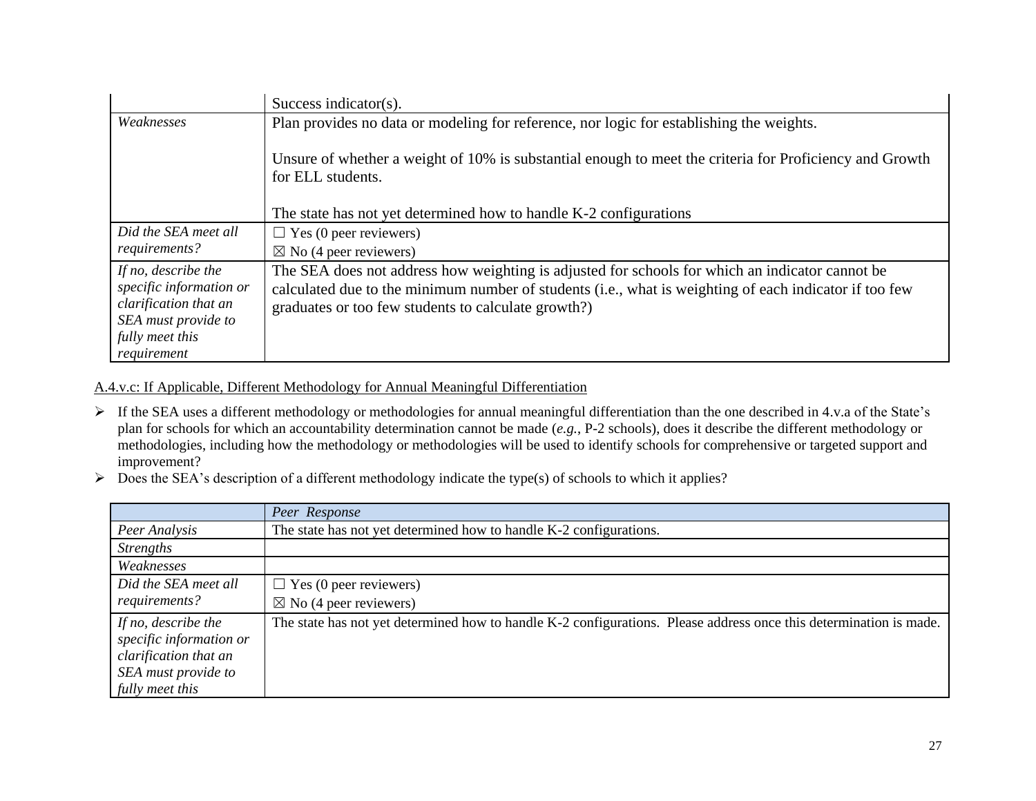| | |
|---|---|
| | Success indicator(s). |
| *Weaknesses* | Plan provides no data or modeling for reference, nor logic for establishing the weights.<br><br>Unsure of whether a weight of 10% is substantial enough to meet the criteria for Proficiency and Growth for ELL students.<br><br>The state has not yet determined how to handle K-2 configurations |
| *Did the SEA meet all requirements?* | ☐ Yes (0 peer reviewers)<br>☒ No (4 peer reviewers) |
| *If no, describe the specific information or clarification that an SEA must provide to fully meet this requirement* | The SEA does not address how weighting is adjusted for schools for which an indicator cannot be calculated due to the minimum number of students (i.e., what is weighting of each indicator if too few graduates or too few students to calculate growth?) |

A.4.v.c: If Applicable, Different Methodology for Annual Meaningful Differentiation

- If the SEA uses a different methodology or methodologies for annual meaningful differentiation than the one described in 4.v.a of the State's plan for schools for which an accountability determination cannot be made (*e.g.*, P-2 schools), does it describe the different methodology or methodologies, including how the methodology or methodologies will be used to identify schools for comprehensive or targeted support and improvement?
- Does the SEA's description of a different methodology indicate the type(s) of schools to which it applies?

| | *Peer Response* |
|---|---|
| *Peer Analysis* | The state has not yet determined how to handle K-2 configurations. |
| *Strengths* | |
| *Weaknesses* | |
| *Did the SEA meet all requirements?* | ☐ Yes (0 peer reviewers)<br>☒ No (4 peer reviewers) |
| *If no, describe the specific information or clarification that an SEA must provide to fully meet this* | The state has not yet determined how to handle K-2 configurations. Please address once this determination is made. |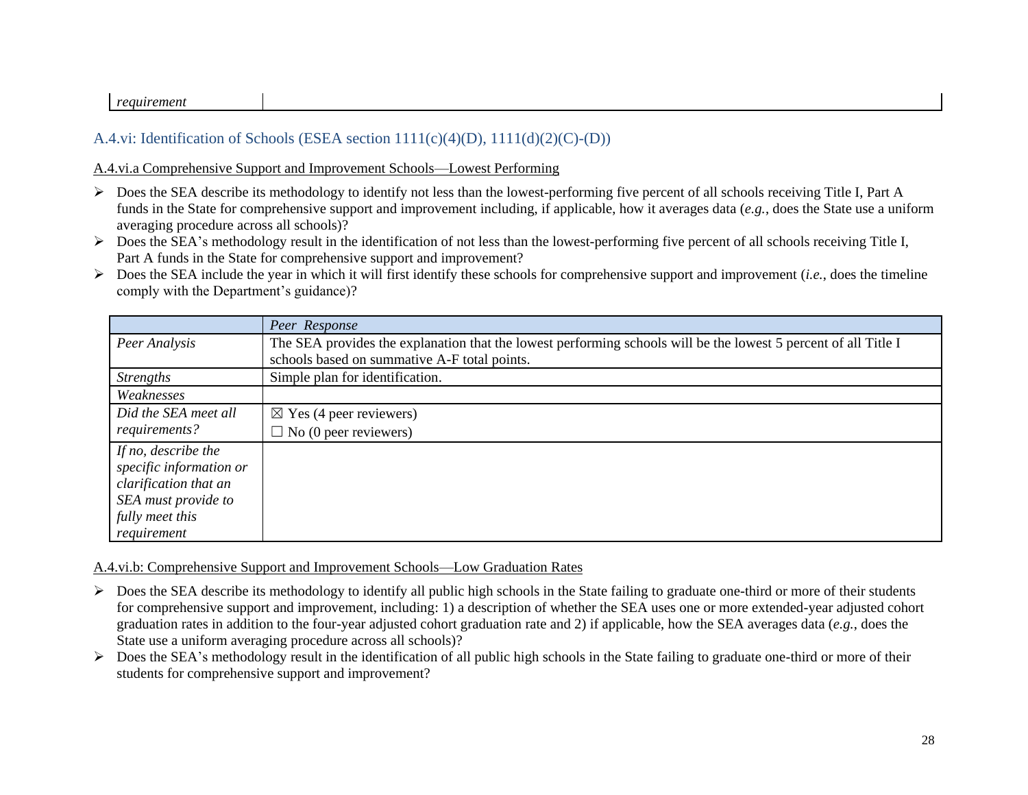| *requirement* | |
|---|---|

## A.4.vi: Identification of Schools (ESEA section 1111(c)(4)(D), 1111(d)(2)(C)-(D))

A.4.vi.a Comprehensive Support and Improvement Schools—Lowest Performing

- Does the SEA describe its methodology to identify not less than the lowest-performing five percent of all schools receiving Title I, Part A funds in the State for comprehensive support and improvement including, if applicable, how it averages data (*e.g.*, does the State use a uniform averaging procedure across all schools)?
- Does the SEA's methodology result in the identification of not less than the lowest-performing five percent of all schools receiving Title I, Part A funds in the State for comprehensive support and improvement?
- Does the SEA include the year in which it will first identify these schools for comprehensive support and improvement (*i.e.*, does the timeline comply with the Department's guidance)?

| | *Peer Response* |
|---|---|
| *Peer Analysis* | The SEA provides the explanation that the lowest performing schools will be the lowest 5 percent of all Title I schools based on summative A-F total points. |
| *Strengths* | Simple plan for identification. |
| *Weaknesses* | |
| *Did the SEA meet all requirements?* | ☒ Yes (4 peer reviewers)<br>☐ No (0 peer reviewers) |
| *If no, describe the specific information or clarification that an SEA must provide to fully meet this requirement* | |

A.4.vi.b: Comprehensive Support and Improvement Schools—Low Graduation Rates

- Does the SEA describe its methodology to identify all public high schools in the State failing to graduate one-third or more of their students for comprehensive support and improvement, including: 1) a description of whether the SEA uses one or more extended-year adjusted cohort graduation rates in addition to the four-year adjusted cohort graduation rate and 2) if applicable, how the SEA averages data (*e.g.*, does the State use a uniform averaging procedure across all schools)?
- Does the SEA's methodology result in the identification of all public high schools in the State failing to graduate one-third or more of their students for comprehensive support and improvement?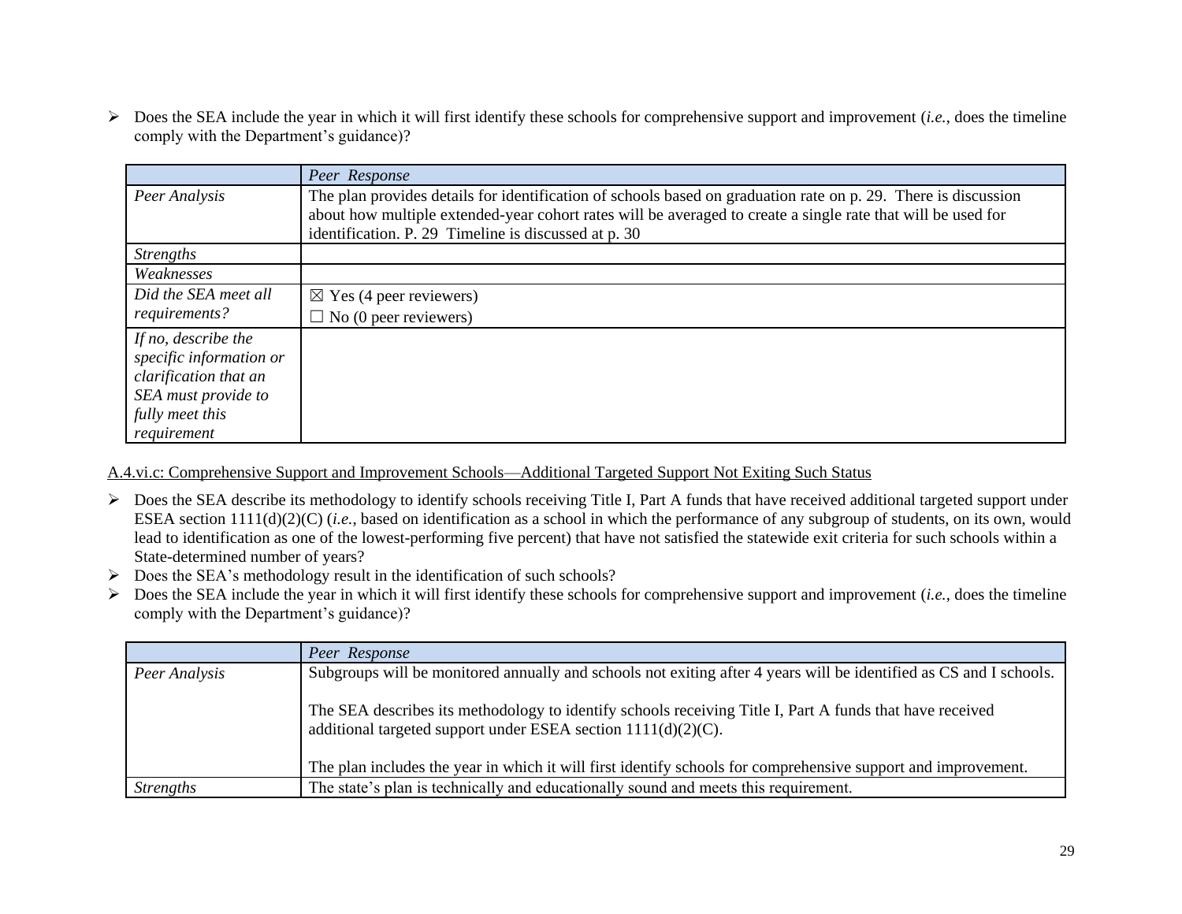- Does the SEA include the year in which it will first identify these schools for comprehensive support and improvement (*i.e.*, does the timeline comply with the Department's guidance)?

| | *Peer Response* |
|---|---|
| *Peer Analysis* | The plan provides details for identification of schools based on graduation rate on p. 29. There is discussion about how multiple extended-year cohort rates will be averaged to create a single rate that will be used for identification. P. 29 Timeline is discussed at p. 30 |
| *Strengths* | |
| *Weaknesses* | |
| *Did the SEA meet all requirements?* | ☒ Yes (4 peer reviewers)<br>☐ No (0 peer reviewers) |
| *If no, describe the specific information or clarification that an SEA must provide to fully meet this requirement* | |

<u>A.4.vi.c: Comprehensive Support and Improvement Schools—Additional Targeted Support Not Exiting Such Status</u>

- Does the SEA describe its methodology to identify schools receiving Title I, Part A funds that have received additional targeted support under ESEA section 1111(d)(2)(C) (*i.e.*, based on identification as a school in which the performance of any subgroup of students, on its own, would lead to identification as one of the lowest-performing five percent) that have not satisfied the statewide exit criteria for such schools within a State-determined number of years?
- Does the SEA's methodology result in the identification of such schools?
- Does the SEA include the year in which it will first identify these schools for comprehensive support and improvement (*i.e.*, does the timeline comply with the Department's guidance)?

| | *Peer Response* |
|---|---|
| *Peer Analysis* | Subgroups will be monitored annually and schools not exiting after 4 years will be identified as CS and I schools.<br><br>The SEA describes its methodology to identify schools receiving Title I, Part A funds that have received additional targeted support under ESEA section 1111(d)(2)(C).<br><br>The plan includes the year in which it will first identify schools for comprehensive support and improvement. |
| *Strengths* | The state's plan is technically and educationally sound and meets this requirement. |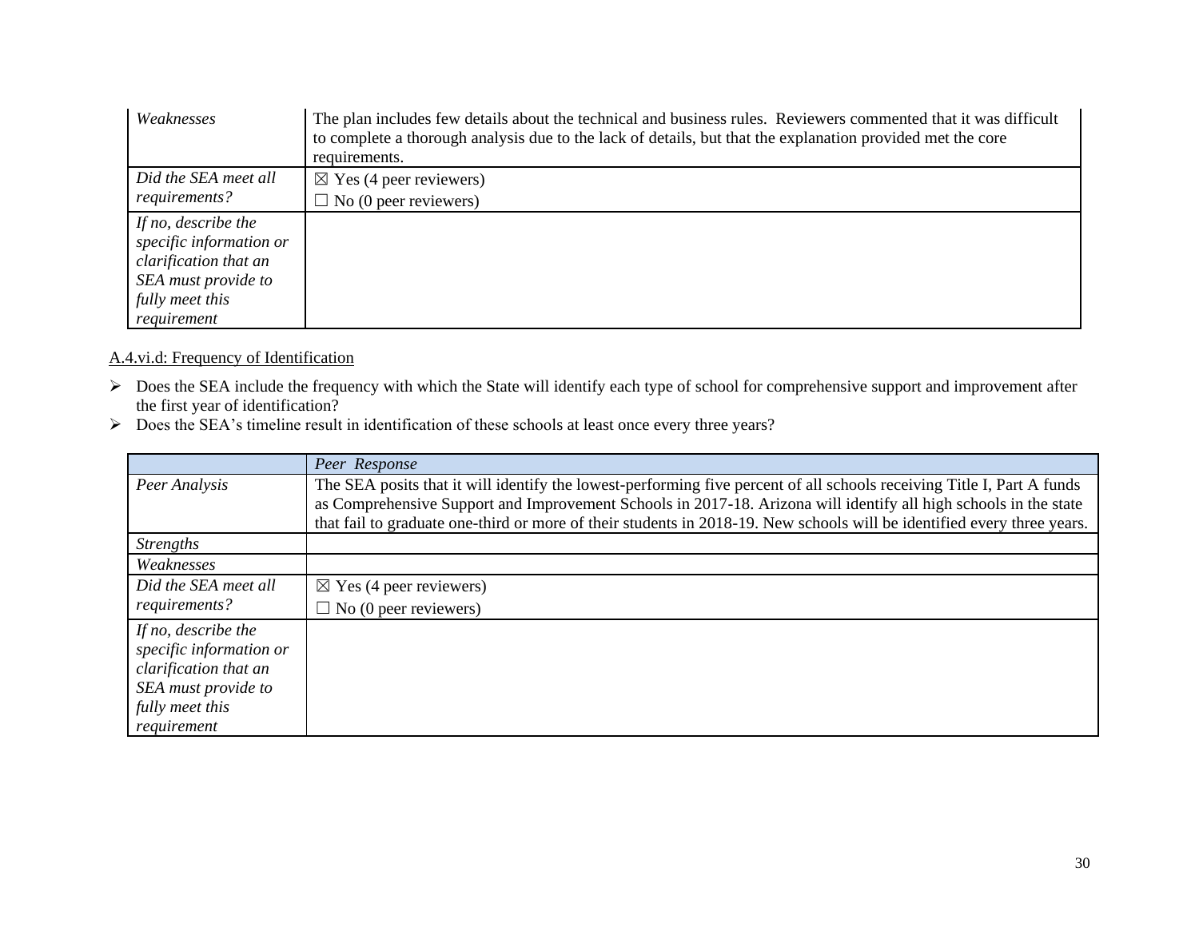| | |
|---|---|
| *Weaknesses* | The plan includes few details about the technical and business rules. Reviewers commented that it was difficult to complete a thorough analysis due to the lack of details, but that the explanation provided met the core requirements. |
| *Did the SEA meet all requirements?* | ☒ Yes (4 peer reviewers)<br>☐ No (0 peer reviewers) |
| *If no, describe the specific information or clarification that an SEA must provide to fully meet this requirement* | |

A.4.vi.d: Frequency of Identification

- Does the SEA include the frequency with which the State will identify each type of school for comprehensive support and improvement after the first year of identification?
- Does the SEA's timeline result in identification of these schools at least once every three years?

| | *Peer Response* |
|---|---|
| *Peer Analysis* | The SEA posits that it will identify the lowest-performing five percent of all schools receiving Title I, Part A funds as Comprehensive Support and Improvement Schools in 2017-18. Arizona will identify all high schools in the state that fail to graduate one-third or more of their students in 2018-19. New schools will be identified every three years. |
| *Strengths* | |
| *Weaknesses* | |
| *Did the SEA meet all requirements?* | ☒ Yes (4 peer reviewers)<br>☐ No (0 peer reviewers) |
| *If no, describe the specific information or clarification that an SEA must provide to fully meet this requirement* | |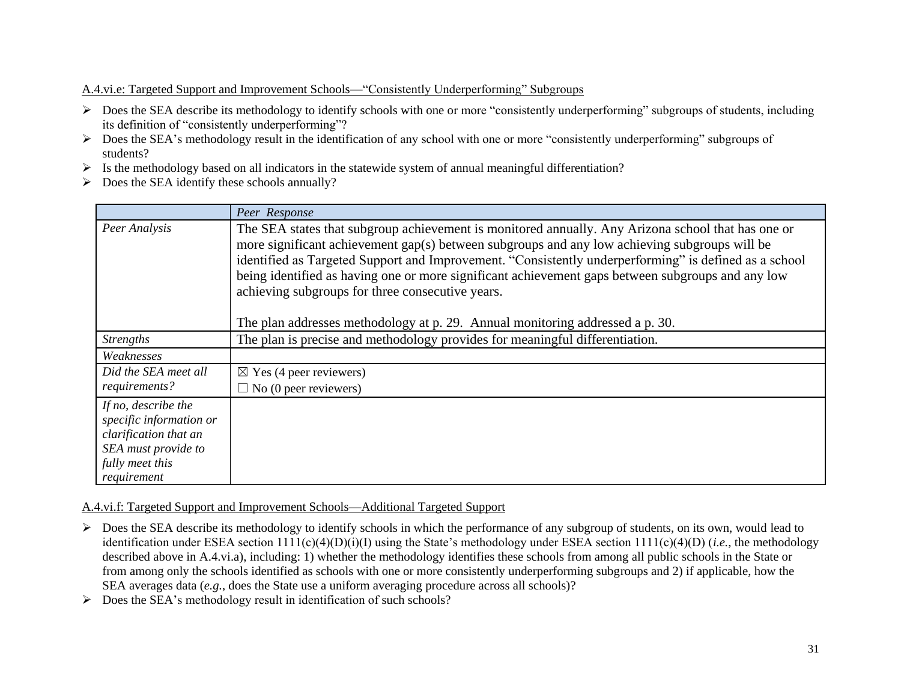A.4.vi.e: Targeted Support and Improvement Schools—"Consistently Underperforming" Subgroups

- Does the SEA describe its methodology to identify schools with one or more "consistently underperforming" subgroups of students, including its definition of "consistently underperforming"?
- Does the SEA's methodology result in the identification of any school with one or more "consistently underperforming" subgroups of students?
- Is the methodology based on all indicators in the statewide system of annual meaningful differentiation?
- Does the SEA identify these schools annually?

| | *Peer Response* |
|---|---|
| *Peer Analysis* | The SEA states that subgroup achievement is monitored annually. Any Arizona school that has one or more significant achievement gap(s) between subgroups and any low achieving subgroups will be identified as Targeted Support and Improvement. "Consistently underperforming" is defined as a school being identified as having one or more significant achievement gaps between subgroups and any low achieving subgroups for three consecutive years.<br><br>The plan addresses methodology at p. 29. Annual monitoring addressed a p. 30. |
| *Strengths* | The plan is precise and methodology provides for meaningful differentiation. |
| *Weaknesses* | |
| *Did the SEA meet all requirements?* | ☒ Yes (4 peer reviewers)<br>☐ No (0 peer reviewers) |
| *If no, describe the specific information or clarification that an SEA must provide to fully meet this requirement* | |

A.4.vi.f: Targeted Support and Improvement Schools—Additional Targeted Support

- Does the SEA describe its methodology to identify schools in which the performance of any subgroup of students, on its own, would lead to identification under ESEA section 1111(c)(4)(D)(i)(I) using the State's methodology under ESEA section 1111(c)(4)(D) (*i.e.*, the methodology described above in A.4.vi.a), including: 1) whether the methodology identifies these schools from among all public schools in the State or from among only the schools identified as schools with one or more consistently underperforming subgroups and 2) if applicable, how the SEA averages data (*e.g.*, does the State use a uniform averaging procedure across all schools)?
- Does the SEA's methodology result in identification of such schools?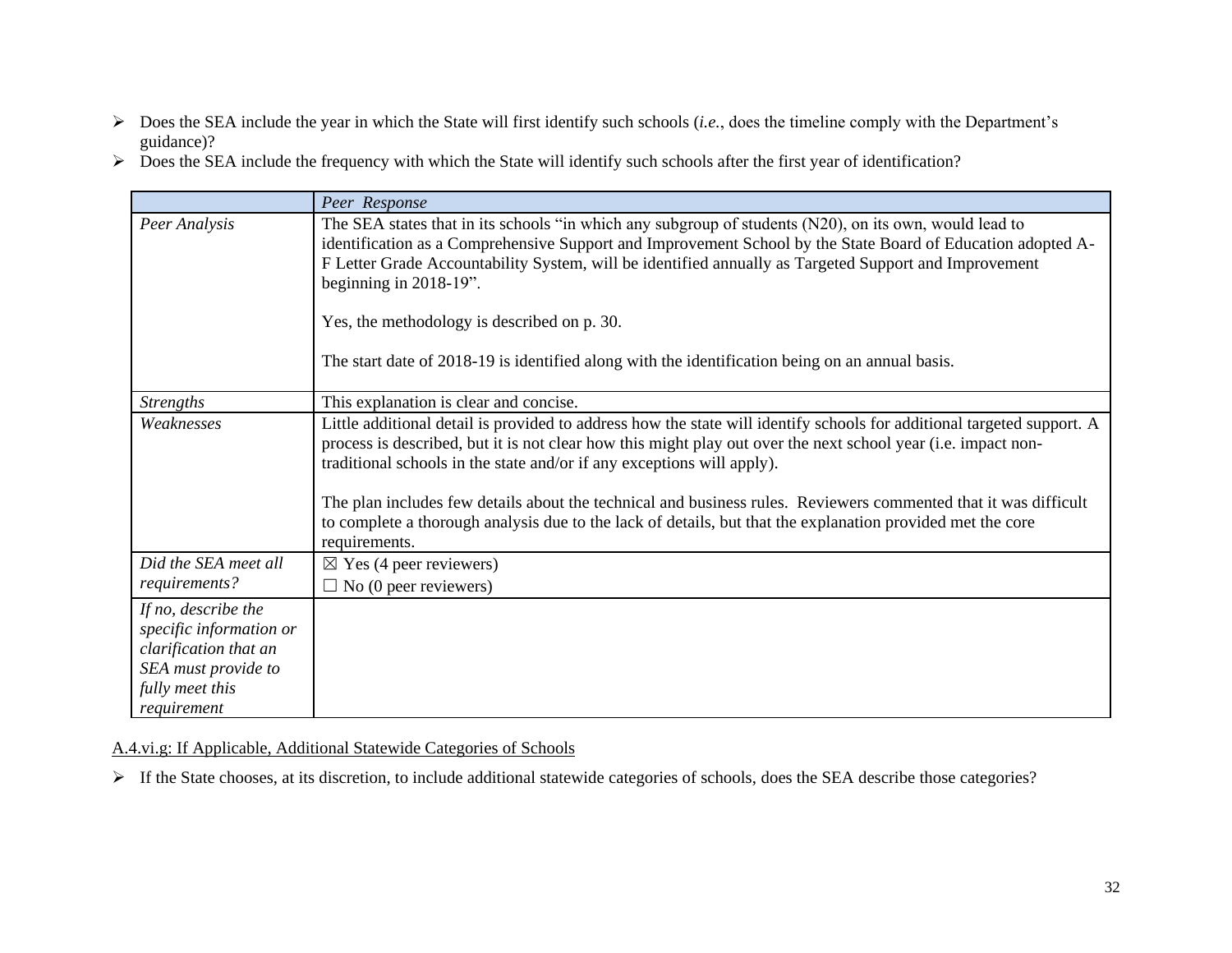- Does the SEA include the year in which the State will first identify such schools (*i.e.*, does the timeline comply with the Department's guidance)?
- Does the SEA include the frequency with which the State will identify such schools after the first year of identification?

| | *Peer Response* |
|---|---|
| *Peer Analysis* | The SEA states that in its schools "in which any subgroup of students (N20), on its own, would lead to identification as a Comprehensive Support and Improvement School by the State Board of Education adopted A-F Letter Grade Accountability System, will be identified annually as Targeted Support and Improvement beginning in 2018-19".<br><br>Yes, the methodology is described on p. 30.<br><br>The start date of 2018-19 is identified along with the identification being on an annual basis. |
| *Strengths* | This explanation is clear and concise. |
| *Weaknesses* | Little additional detail is provided to address how the state will identify schools for additional targeted support. A process is described, but it is not clear how this might play out over the next school year (i.e. impact non-traditional schools in the state and/or if any exceptions will apply).<br><br>The plan includes few details about the technical and business rules. Reviewers commented that it was difficult to complete a thorough analysis due to the lack of details, but that the explanation provided met the core requirements. |
| *Did the SEA meet all requirements?* | ☒ Yes (4 peer reviewers)<br>☐ No (0 peer reviewers) |
| *If no, describe the specific information or clarification that an SEA must provide to fully meet this requirement* | |

<u>A.4.vi.g: If Applicable, Additional Statewide Categories of Schools</u>

- If the State chooses, at its discretion, to include additional statewide categories of schools, does the SEA describe those categories?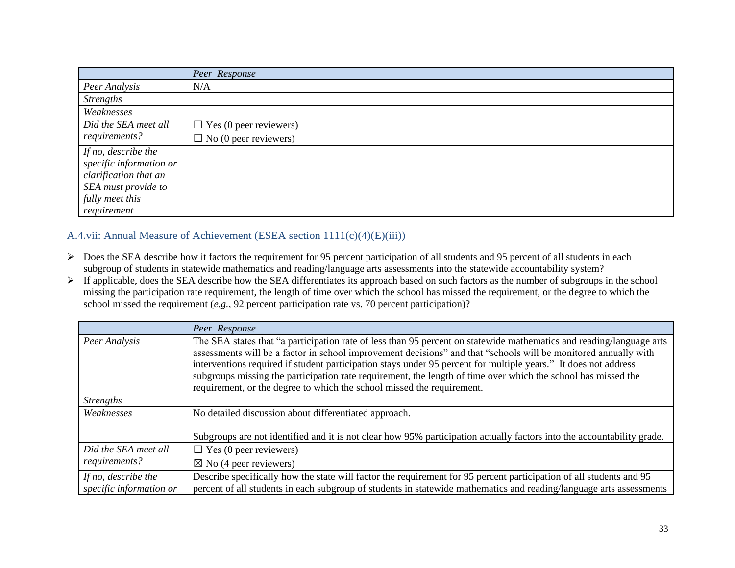| | *Peer Response* |
|---|---|
| *Peer Analysis* | N/A |
| *Strengths* | |
| *Weaknesses* | |
| *Did the SEA meet all requirements?* | ☐ Yes (0 peer reviewers)<br>☐ No (0 peer reviewers) |
| *If no, describe the specific information or clarification that an SEA must provide to fully meet this requirement* | |

### A.4.vii: Annual Measure of Achievement (ESEA section 1111(c)(4)(E)(iii))

- Does the SEA describe how it factors the requirement for 95 percent participation of all students and 95 percent of all students in each subgroup of students in statewide mathematics and reading/language arts assessments into the statewide accountability system?
- If applicable, does the SEA describe how the SEA differentiates its approach based on such factors as the number of subgroups in the school missing the participation rate requirement, the length of time over which the school has missed the requirement, or the degree to which the school missed the requirement (*e.g.*, 92 percent participation rate vs. 70 percent participation)?

| | *Peer Response* |
|---|---|
| *Peer Analysis* | The SEA states that "a participation rate of less than 95 percent on statewide mathematics and reading/language arts assessments will be a factor in school improvement decisions" and that "schools will be monitored annually with interventions required if student participation stays under 95 percent for multiple years." It does not address subgroups missing the participation rate requirement, the length of time over which the school has missed the requirement, or the degree to which the school missed the requirement. |
| *Strengths* | |
| *Weaknesses* | No detailed discussion about differentiated approach.<br><br>Subgroups are not identified and it is not clear how 95% participation actually factors into the accountability grade. |
| *Did the SEA meet all requirements?* | ☐ Yes (0 peer reviewers)<br>☒ No (4 peer reviewers) |
| *If no, describe the specific information or* | Describe specifically how the state will factor the requirement for 95 percent participation of all students and 95 percent of all students in each subgroup of students in statewide mathematics and reading/language arts assessments |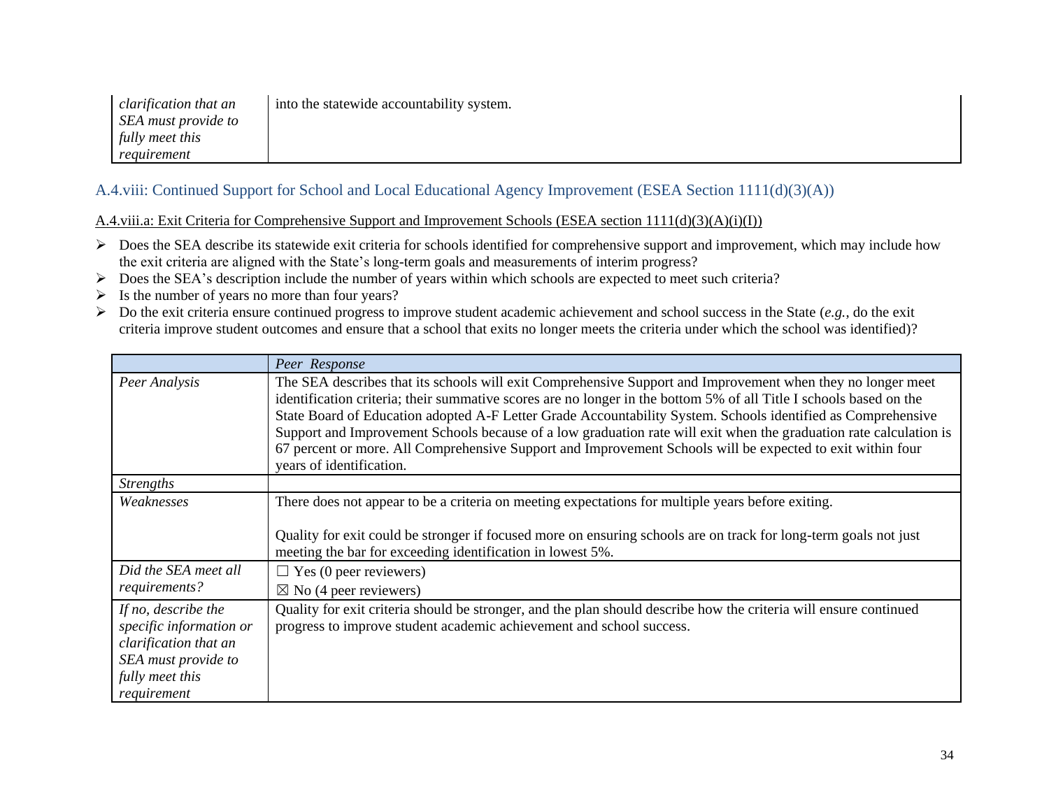| | |
|---|---|
| *clarification that an SEA must provide to fully meet this requirement* | into the statewide accountability system. |

## A.4.viii: Continued Support for School and Local Educational Agency Improvement (ESEA Section 1111(d)(3)(A))

### A.4.viii.a: Exit Criteria for Comprehensive Support and Improvement Schools (ESEA section 1111(d)(3)(A)(i)(I))

- Does the SEA describe its statewide exit criteria for schools identified for comprehensive support and improvement, which may include how the exit criteria are aligned with the State's long-term goals and measurements of interim progress?
- Does the SEA's description include the number of years within which schools are expected to meet such criteria?
- Is the number of years no more than four years?
- Do the exit criteria ensure continued progress to improve student academic achievement and school success in the State (*e.g.*, do the exit criteria improve student outcomes and ensure that a school that exits no longer meets the criteria under which the school was identified)?

| | *Peer Response* |
|---|---|
| *Peer Analysis* | The SEA describes that its schools will exit Comprehensive Support and Improvement when they no longer meet identification criteria; their summative scores are no longer in the bottom 5% of all Title I schools based on the State Board of Education adopted A-F Letter Grade Accountability System. Schools identified as Comprehensive Support and Improvement Schools because of a low graduation rate will exit when the graduation rate calculation is 67 percent or more. All Comprehensive Support and Improvement Schools will be expected to exit within four years of identification. |
| *Strengths* | |
| *Weaknesses* | There does not appear to be a criteria on meeting expectations for multiple years before exiting.<br><br>Quality for exit could be stronger if focused more on ensuring schools are on track for long-term goals not just meeting the bar for exceeding identification in lowest 5%. |
| *Did the SEA meet all requirements?* | ☐ Yes (0 peer reviewers)<br>☒ No (4 peer reviewers) |
| *If no, describe the specific information or clarification that an SEA must provide to fully meet this requirement* | Quality for exit criteria should be stronger, and the plan should describe how the criteria will ensure continued progress to improve student academic achievement and school success. |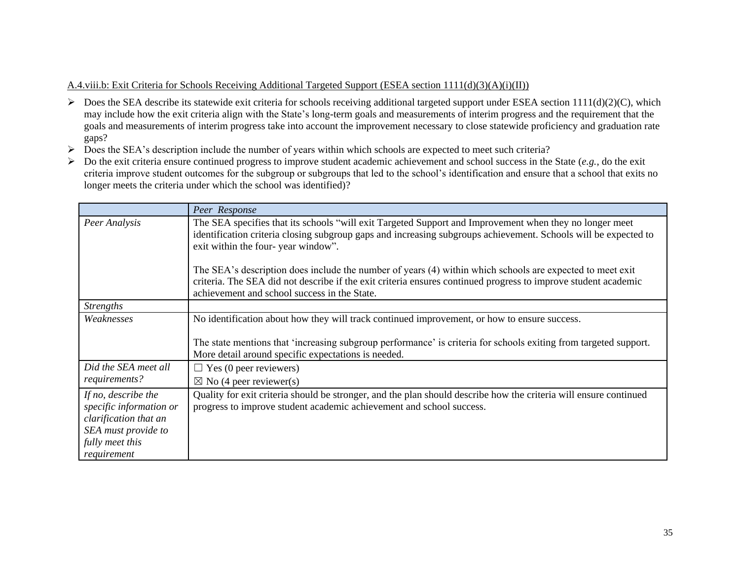A.4.viii.b: Exit Criteria for Schools Receiving Additional Targeted Support (ESEA section 1111(d)(3)(A)(i)(II))

- Does the SEA describe its statewide exit criteria for schools receiving additional targeted support under ESEA section 1111(d)(2)(C), which may include how the exit criteria align with the State's long-term goals and measurements of interim progress and the requirement that the goals and measurements of interim progress take into account the improvement necessary to close statewide proficiency and graduation rate gaps?
- Does the SEA's description include the number of years within which schools are expected to meet such criteria?
- Do the exit criteria ensure continued progress to improve student academic achievement and school success in the State (*e.g.*, do the exit criteria improve student outcomes for the subgroup or subgroups that led to the school's identification and ensure that a school that exits no longer meets the criteria under which the school was identified)?

| | *Peer Response* |
|---|---|
| *Peer Analysis* | The SEA specifies that its schools "will exit Targeted Support and Improvement when they no longer meet identification criteria closing subgroup gaps and increasing subgroups achievement. Schools will be expected to exit within the four- year window".<br><br>The SEA's description does include the number of years (4) within which schools are expected to meet exit criteria. The SEA did not describe if the exit criteria ensures continued progress to improve student academic achievement and school success in the State. |
| *Strengths* | |
| *Weaknesses* | No identification about how they will track continued improvement, or how to ensure success.<br><br>The state mentions that 'increasing subgroup performance' is criteria for schools exiting from targeted support. More detail around specific expectations is needed. |
| *Did the SEA meet all requirements?* | ☐ Yes (0 peer reviewers)<br>☒ No (4 peer reviewer(s) |
| *If no, describe the specific information or clarification that an SEA must provide to fully meet this requirement* | Quality for exit criteria should be stronger, and the plan should describe how the criteria will ensure continued progress to improve student academic achievement and school success. |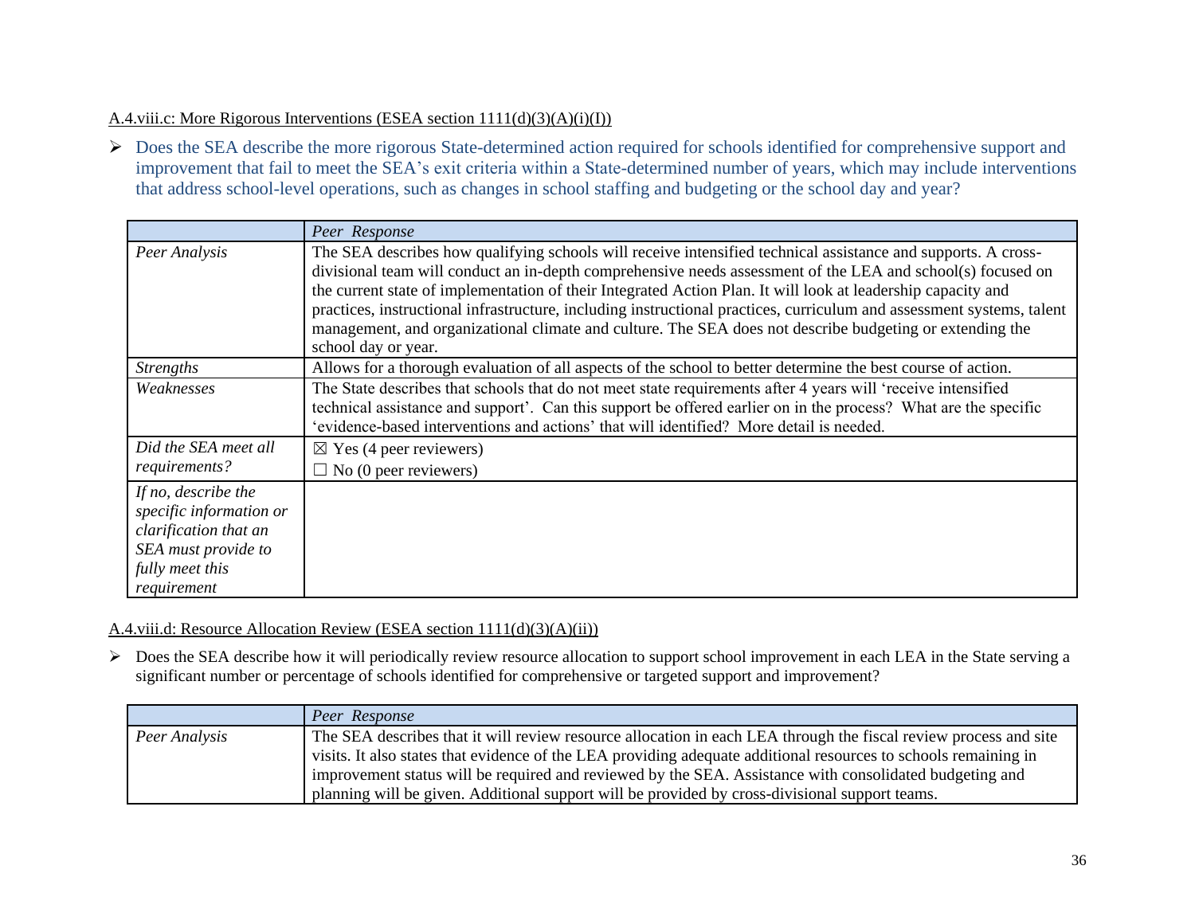A.4.viii.c: More Rigorous Interventions (ESEA section 1111(d)(3)(A)(i)(I))

- Does the SEA describe the more rigorous State-determined action required for schools identified for comprehensive support and improvement that fail to meet the SEA's exit criteria within a State-determined number of years, which may include interventions that address school-level operations, such as changes in school staffing and budgeting or the school day and year?

| | *Peer Response* |
|---|---|
| *Peer Analysis* | The SEA describes how qualifying schools will receive intensified technical assistance and supports. A cross-divisional team will conduct an in-depth comprehensive needs assessment of the LEA and school(s) focused on the current state of implementation of their Integrated Action Plan. It will look at leadership capacity and practices, instructional infrastructure, including instructional practices, curriculum and assessment systems, talent management, and organizational climate and culture. The SEA does not describe budgeting or extending the school day or year. |
| *Strengths* | Allows for a thorough evaluation of all aspects of the school to better determine the best course of action. |
| *Weaknesses* | The State describes that schools that do not meet state requirements after 4 years will 'receive intensified technical assistance and support'. Can this support be offered earlier on in the process? What are the specific 'evidence-based interventions and actions' that will identified? More detail is needed. |
| *Did the SEA meet all requirements?* | ☒ Yes (4 peer reviewers)<br>☐ No (0 peer reviewers) |
| *If no, describe the specific information or clarification that an SEA must provide to fully meet this requirement* | |

A.4.viii.d: Resource Allocation Review (ESEA section 1111(d)(3)(A)(ii))

- Does the SEA describe how it will periodically review resource allocation to support school improvement in each LEA in the State serving a significant number or percentage of schools identified for comprehensive or targeted support and improvement?

| | *Peer Response* |
|---|---|
| *Peer Analysis* | The SEA describes that it will review resource allocation in each LEA through the fiscal review process and site visits. It also states that evidence of the LEA providing adequate additional resources to schools remaining in improvement status will be required and reviewed by the SEA. Assistance with consolidated budgeting and planning will be given. Additional support will be provided by cross-divisional support teams. |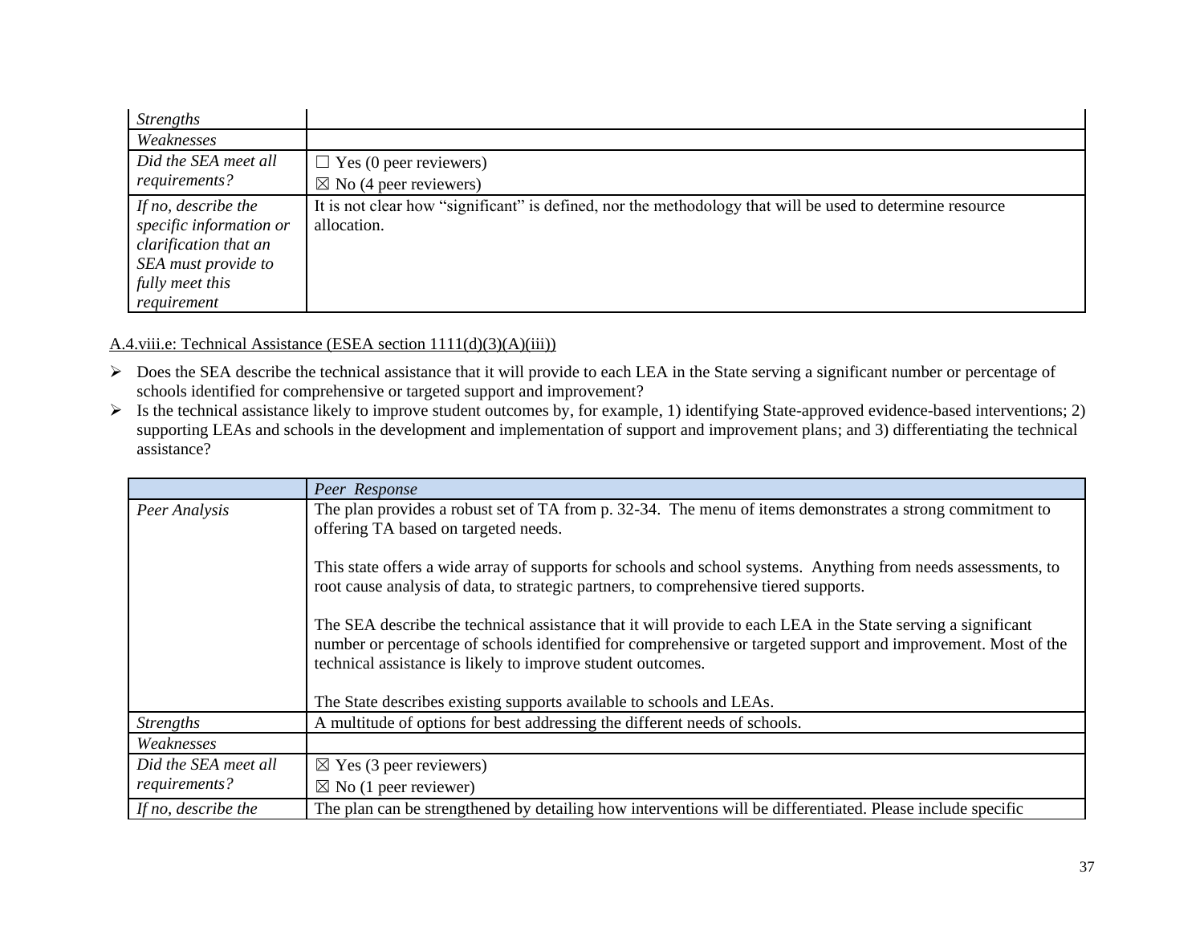| | |
|---|---|
| *Strengths* | |
| *Weaknesses* | |
| *Did the SEA meet all requirements?* | ☐ Yes (0 peer reviewers)<br>☒ No (4 peer reviewers) |
| *If no, describe the specific information or clarification that an SEA must provide to fully meet this requirement* | It is not clear how "significant" is defined, nor the methodology that will be used to determine resource allocation. |

A.4.viii.e: Technical Assistance (ESEA section 1111(d)(3)(A)(iii))

- Does the SEA describe the technical assistance that it will provide to each LEA in the State serving a significant number or percentage of schools identified for comprehensive or targeted support and improvement?
- Is the technical assistance likely to improve student outcomes by, for example, 1) identifying State-approved evidence-based interventions; 2) supporting LEAs and schools in the development and implementation of support and improvement plans; and 3) differentiating the technical assistance?

| | *Peer Response* |
|---|---|
| *Peer Analysis* | The plan provides a robust set of TA from p. 32-34. The menu of items demonstrates a strong commitment to offering TA based on targeted needs.<br><br>This state offers a wide array of supports for schools and school systems. Anything from needs assessments, to root cause analysis of data, to strategic partners, to comprehensive tiered supports.<br><br>The SEA describe the technical assistance that it will provide to each LEA in the State serving a significant number or percentage of schools identified for comprehensive or targeted support and improvement. Most of the technical assistance is likely to improve student outcomes.<br><br>The State describes existing supports available to schools and LEAs. |
| *Strengths* | A multitude of options for best addressing the different needs of schools. |
| *Weaknesses* | |
| *Did the SEA meet all requirements?* | ☒ Yes (3 peer reviewers)<br>☒ No (1 peer reviewer) |
| *If no, describe the* | The plan can be strengthened by detailing how interventions will be differentiated. Please include specific |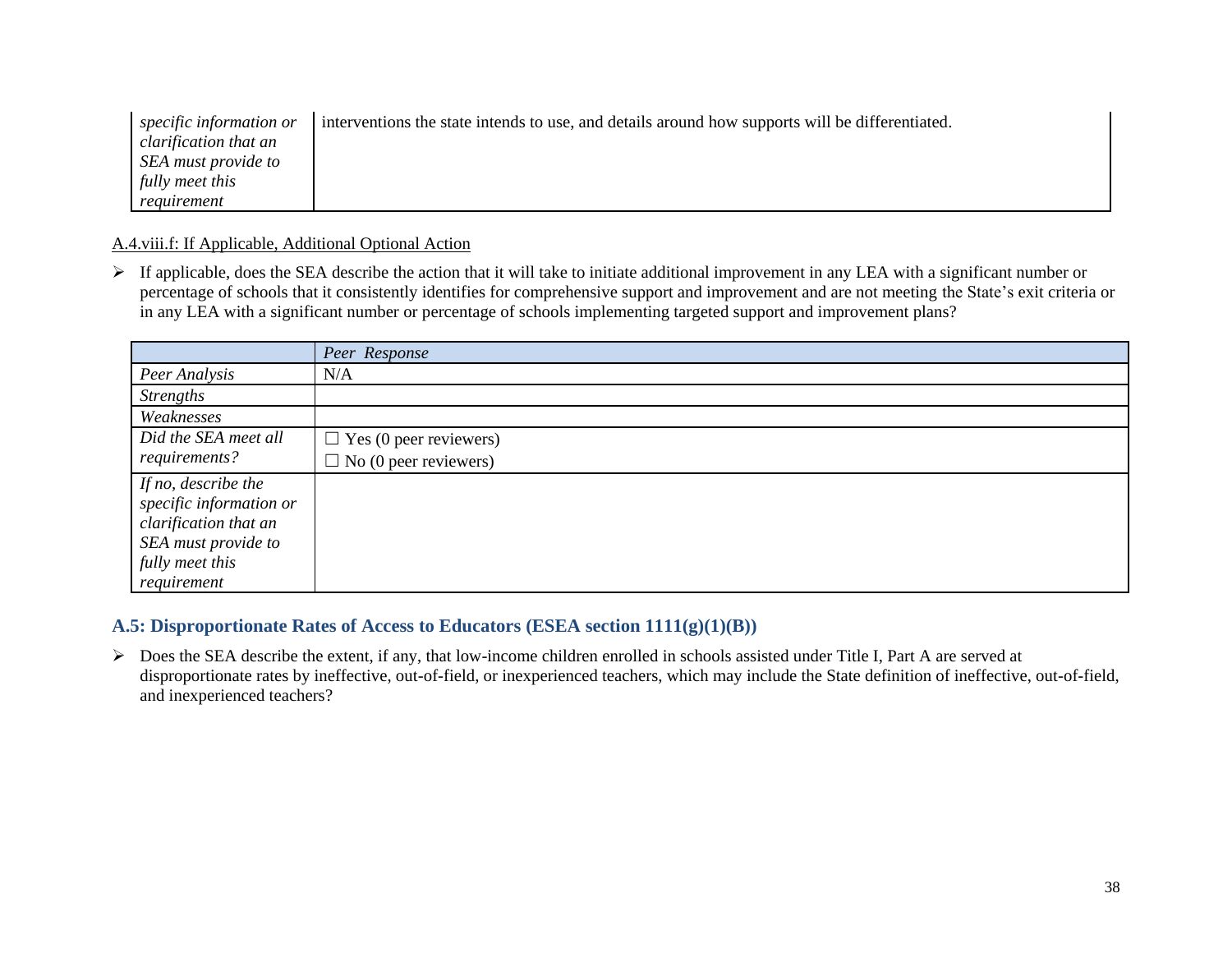| | |
|---|---|
| *specific information or clarification that an SEA must provide to fully meet this requirement* | interventions the state intends to use, and details around how supports will be differentiated. |

A.4.viii.f: If Applicable, Additional Optional Action

- If applicable, does the SEA describe the action that it will take to initiate additional improvement in any LEA with a significant number or percentage of schools that it consistently identifies for comprehensive support and improvement and are not meeting the State's exit criteria or in any LEA with a significant number or percentage of schools implementing targeted support and improvement plans?

| | *Peer Response* |
|---|---|
| *Peer Analysis* | N/A |
| *Strengths* | |
| *Weaknesses* | |
| *Did the SEA meet all requirements?* | ☐ Yes (0 peer reviewers)<br>☐ No (0 peer reviewers) |
| *If no, describe the specific information or clarification that an SEA must provide to fully meet this requirement* | |

## A.5: Disproportionate Rates of Access to Educators (ESEA section 1111(g)(1)(B))

- Does the SEA describe the extent, if any, that low-income children enrolled in schools assisted under Title I, Part A are served at disproportionate rates by ineffective, out-of-field, or inexperienced teachers, which may include the State definition of ineffective, out-of-field, and inexperienced teachers?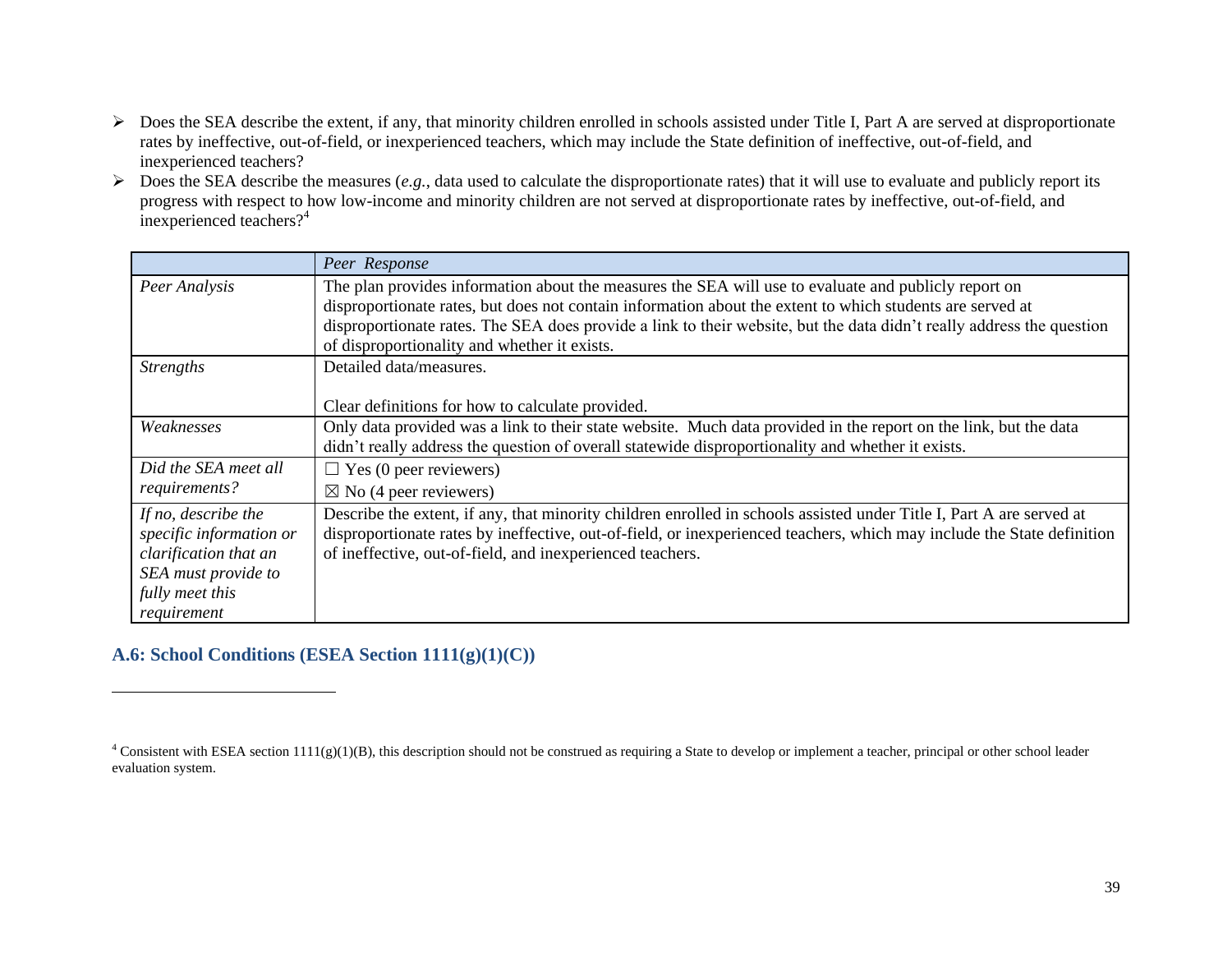- Does the SEA describe the extent, if any, that minority children enrolled in schools assisted under Title I, Part A are served at disproportionate rates by ineffective, out-of-field, or inexperienced teachers, which may include the State definition of ineffective, out-of-field, and inexperienced teachers?
- Does the SEA describe the measures (*e.g.*, data used to calculate the disproportionate rates) that it will use to evaluate and publicly report its progress with respect to how low-income and minority children are not served at disproportionate rates by ineffective, out-of-field, and inexperienced teachers?[4]

| | *Peer Response* |
|---|---|
| *Peer Analysis* | The plan provides information about the measures the SEA will use to evaluate and publicly report on disproportionate rates, but does not contain information about the extent to which students are served at disproportionate rates. The SEA does provide a link to their website, but the data didn't really address the question of disproportionality and whether it exists. |
| *Strengths* | Detailed data/measures.<br><br>Clear definitions for how to calculate provided. |
| *Weaknesses* | Only data provided was a link to their state website. Much data provided in the report on the link, but the data didn't really address the question of overall statewide disproportionality and whether it exists. |
| *Did the SEA meet all requirements?* | ☐ Yes (0 peer reviewers)<br>☒ No (4 peer reviewers) |
| *If no, describe the specific information or clarification that an SEA must provide to fully meet this requirement* | Describe the extent, if any, that minority children enrolled in schools assisted under Title I, Part A are served at disproportionate rates by ineffective, out-of-field, or inexperienced teachers, which may include the State definition of ineffective, out-of-field, and inexperienced teachers. |

## A.6: School Conditions (ESEA Section 1111(g)(1)(C))

[4] Consistent with ESEA section 1111(g)(1)(B), this description should not be construed as requiring a State to develop or implement a teacher, principal or other school leader evaluation system.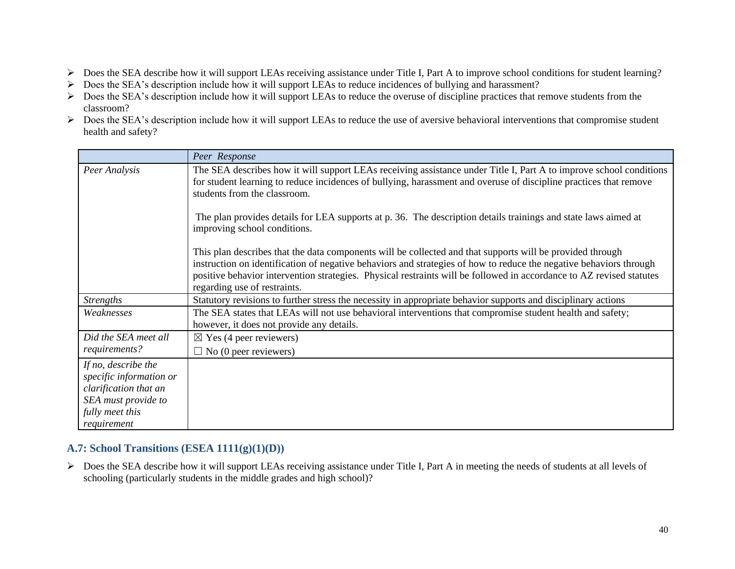- Does the SEA describe how it will support LEAs receiving assistance under Title I, Part A to improve school conditions for student learning?
- Does the SEA's description include how it will support LEAs to reduce incidences of bullying and harassment?
- Does the SEA's description include how it will support LEAs to reduce the overuse of discipline practices that remove students from the classroom?
- Does the SEA's description include how it will support LEAs to reduce the use of aversive behavioral interventions that compromise student health and safety?

| | *Peer Response* |
|---|---|
| *Peer Analysis* | The SEA describes how it will support LEAs receiving assistance under Title I, Part A to improve school conditions for student learning to reduce incidences of bullying, harassment and overuse of discipline practices that remove students from the classroom.<br><br>The plan provides details for LEA supports at p. 36. The description details trainings and state laws aimed at improving school conditions.<br><br>This plan describes that the data components will be collected and that supports will be provided through instruction on identification of negative behaviors and strategies of how to reduce the negative behaviors through positive behavior intervention strategies. Physical restraints will be followed in accordance to AZ revised statutes regarding use of restraints. |
| *Strengths* | Statutory revisions to further stress the necessity in appropriate behavior supports and disciplinary actions |
| *Weaknesses* | The SEA states that LEAs will not use behavioral interventions that compromise student health and safety; however, it does not provide any details. |
| *Did the SEA meet all requirements?* | ☒ Yes (4 peer reviewers)<br>☐ No (0 peer reviewers) |
| *If no, describe the specific information or clarification that an SEA must provide to fully meet this requirement* | |

### A.7: School Transitions (ESEA 1111(g)(1)(D))

- Does the SEA describe how it will support LEAs receiving assistance under Title I, Part A in meeting the needs of students at all levels of schooling (particularly students in the middle grades and high school)?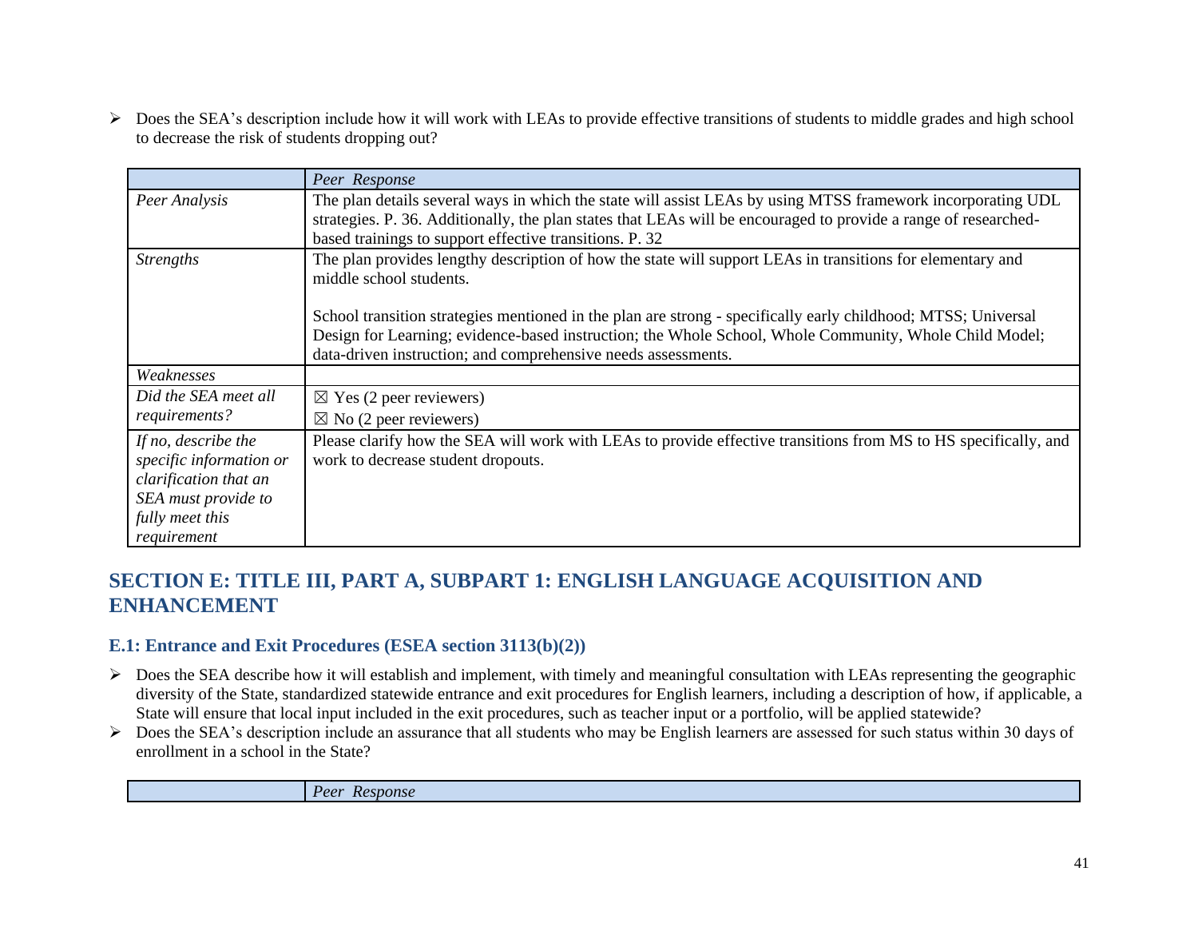- Does the SEA's description include how it will work with LEAs to provide effective transitions of students to middle grades and high school to decrease the risk of students dropping out?

| | *Peer Response* |
|---|---|
| *Peer Analysis* | The plan details several ways in which the state will assist LEAs by using MTSS framework incorporating UDL strategies. P. 36. Additionally, the plan states that LEAs will be encouraged to provide a range of researched-based trainings to support effective transitions. P. 32 |
| *Strengths* | The plan provides lengthy description of how the state will support LEAs in transitions for elementary and middle school students.<br><br>School transition strategies mentioned in the plan are strong - specifically early childhood; MTSS; Universal Design for Learning; evidence-based instruction; the Whole School, Whole Community, Whole Child Model; data-driven instruction; and comprehensive needs assessments. |
| *Weaknesses* | |
| *Did the SEA meet all requirements?* | ☒ Yes (2 peer reviewers)<br>☒ No (2 peer reviewers) |
| *If no, describe the specific information or clarification that an SEA must provide to fully meet this requirement* | Please clarify how the SEA will work with LEAs to provide effective transitions from MS to HS specifically, and work to decrease student dropouts. |

## SECTION E: TITLE III, PART A, SUBPART 1: ENGLISH LANGUAGE ACQUISITION AND ENHANCEMENT

### E.1: Entrance and Exit Procedures (ESEA section 3113(b)(2))

- Does the SEA describe how it will establish and implement, with timely and meaningful consultation with LEAs representing the geographic diversity of the State, standardized statewide entrance and exit procedures for English learners, including a description of how, if applicable, a State will ensure that local input included in the exit procedures, such as teacher input or a portfolio, will be applied statewide?
- Does the SEA's description include an assurance that all students who may be English learners are assessed for such status within 30 days of enrollment in a school in the State?

| | *Peer Response* |
|---|---|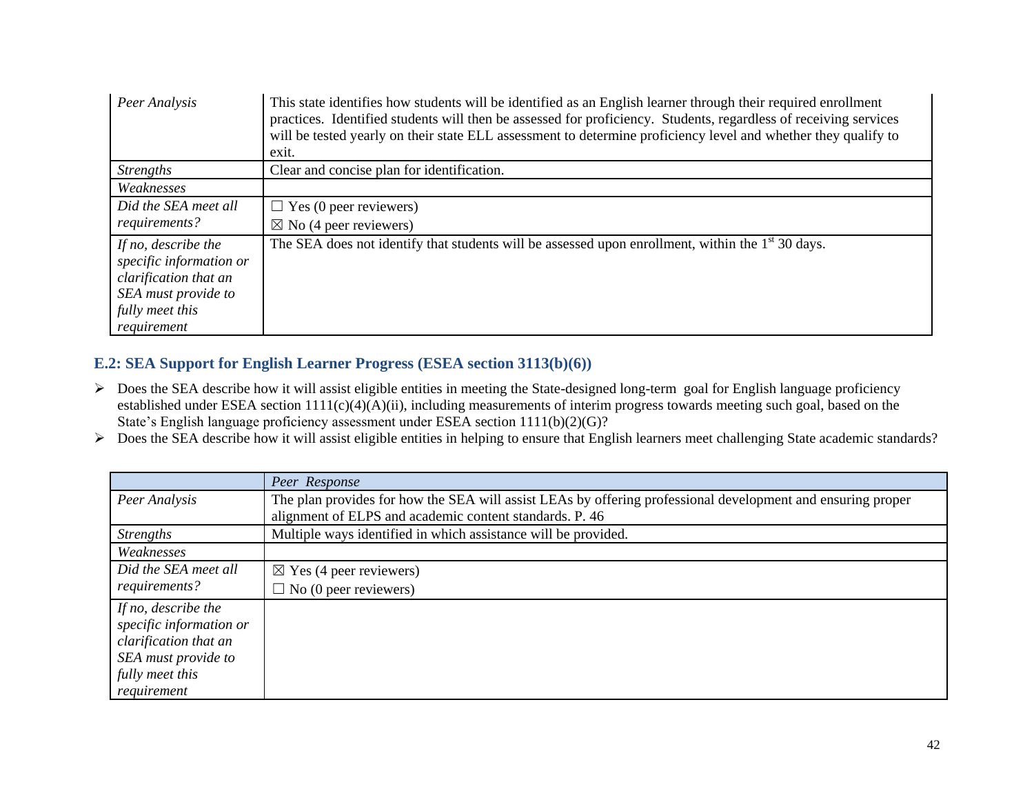| | |
|---|---|
| *Peer Analysis* | This state identifies how students will be identified as an English learner through their required enrollment practices. Identified students will then be assessed for proficiency. Students, regardless of receiving services will be tested yearly on their state ELL assessment to determine proficiency level and whether they qualify to exit. |
| *Strengths* | Clear and concise plan for identification. |
| *Weaknesses* | |
| *Did the SEA meet all requirements?* | ☐ Yes (0 peer reviewers)<br>☒ No (4 peer reviewers) |
| *If no, describe the specific information or clarification that an SEA must provide to fully meet this requirement* | The SEA does not identify that students will be assessed upon enrollment, within the 1st 30 days. |

## E.2: SEA Support for English Learner Progress (ESEA section 3113(b)(6))

- Does the SEA describe how it will assist eligible entities in meeting the State-designed long-term goal for English language proficiency established under ESEA section 1111(c)(4)(A)(ii), including measurements of interim progress towards meeting such goal, based on the State's English language proficiency assessment under ESEA section 1111(b)(2)(G)?
- Does the SEA describe how it will assist eligible entities in helping to ensure that English learners meet challenging State academic standards?

| | *Peer Response* |
|---|---|
| *Peer Analysis* | The plan provides for how the SEA will assist LEAs by offering professional development and ensuring proper alignment of ELPS and academic content standards. P. 46 |
| *Strengths* | Multiple ways identified in which assistance will be provided. |
| *Weaknesses* | |
| *Did the SEA meet all requirements?* | ☒ Yes (4 peer reviewers)<br>☐ No (0 peer reviewers) |
| *If no, describe the specific information or clarification that an SEA must provide to fully meet this requirement* | |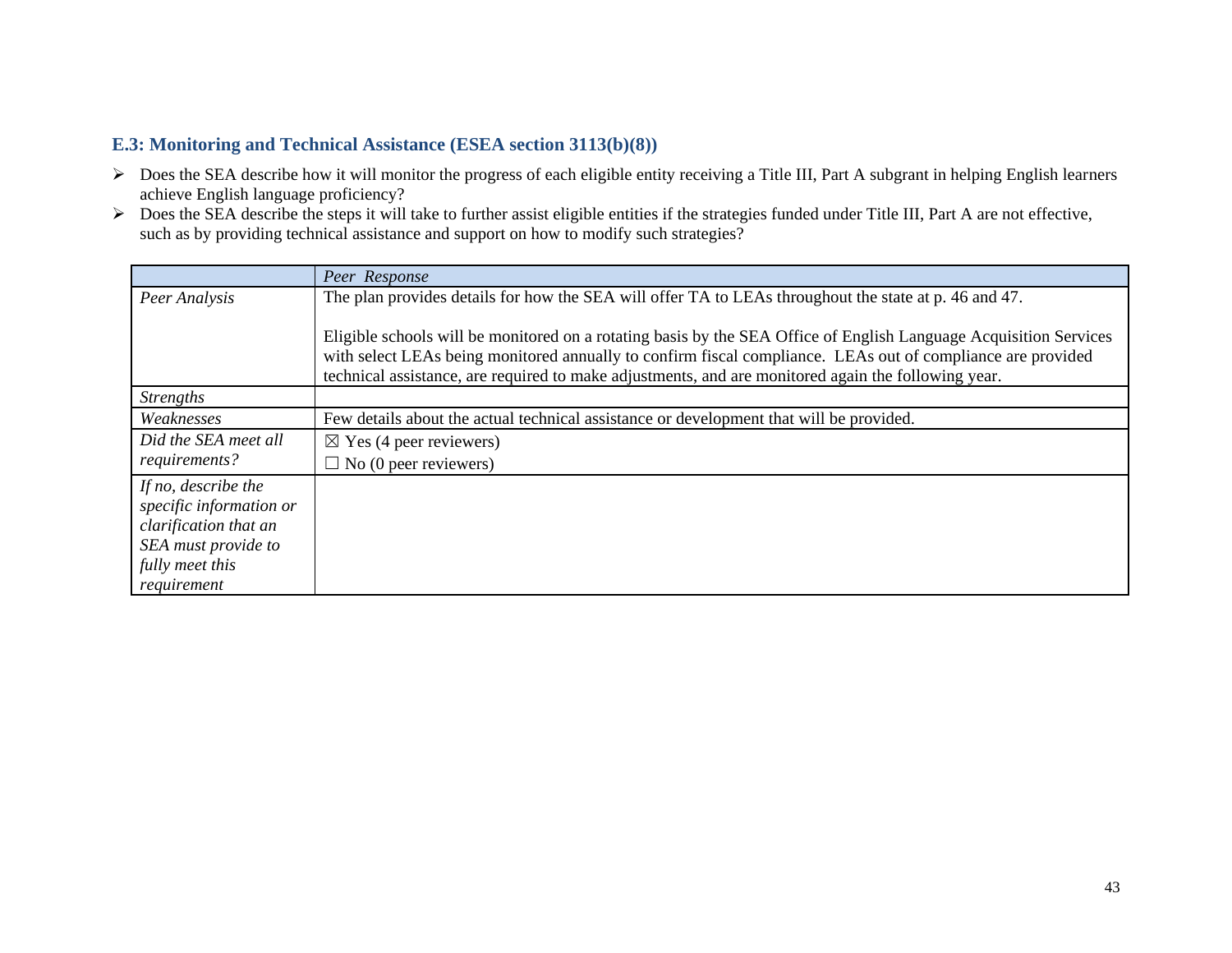### E.3: Monitoring and Technical Assistance (ESEA section 3113(b)(8))

- Does the SEA describe how it will monitor the progress of each eligible entity receiving a Title III, Part A subgrant in helping English learners achieve English language proficiency?
- Does the SEA describe the steps it will take to further assist eligible entities if the strategies funded under Title III, Part A are not effective, such as by providing technical assistance and support on how to modify such strategies?

| | *Peer Response* |
|---|---|
| *Peer Analysis* | The plan provides details for how the SEA will offer TA to LEAs throughout the state at p. 46 and 47.<br><br>Eligible schools will be monitored on a rotating basis by the SEA Office of English Language Acquisition Services with select LEAs being monitored annually to confirm fiscal compliance. LEAs out of compliance are provided technical assistance, are required to make adjustments, and are monitored again the following year. |
| *Strengths* | |
| *Weaknesses* | Few details about the actual technical assistance or development that will be provided. |
| *Did the SEA meet all requirements?* | ☒ Yes (4 peer reviewers)<br>☐ No (0 peer reviewers) |
| *If no, describe the specific information or clarification that an SEA must provide to fully meet this requirement* | |